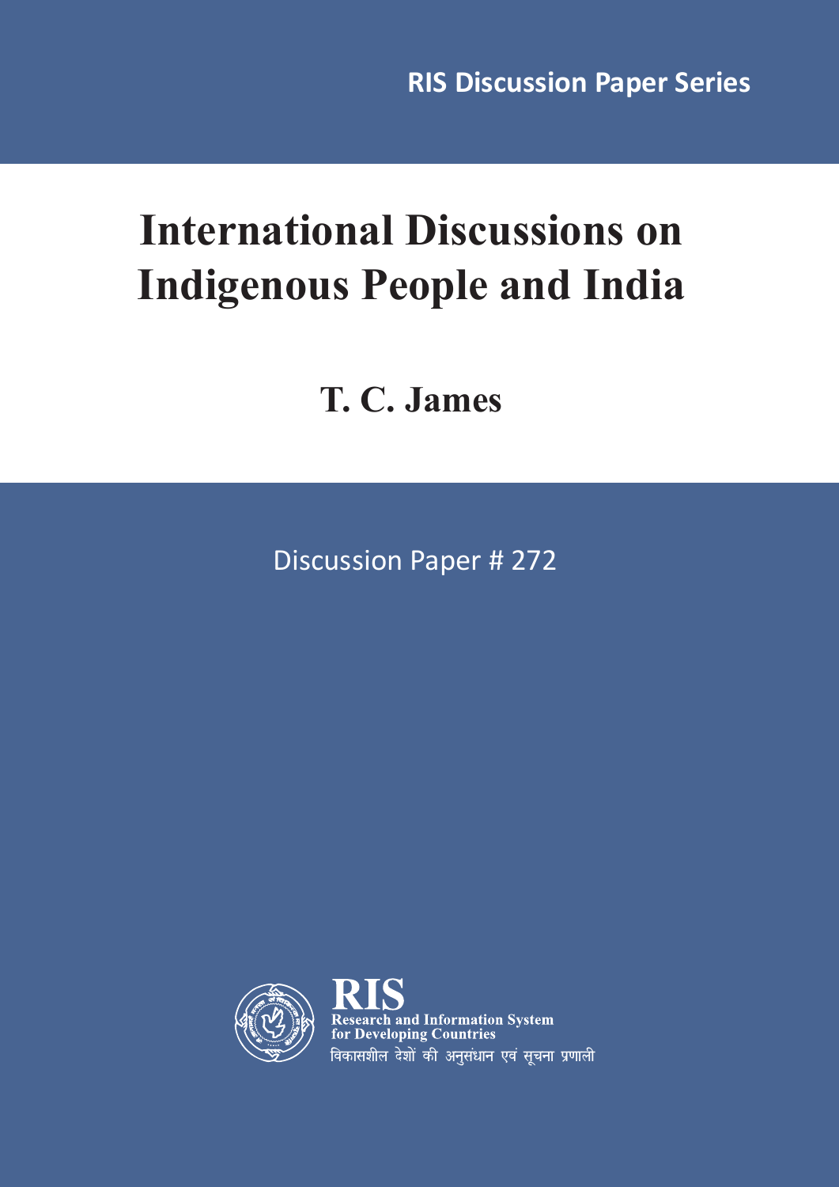RIS Discussion Paper Series

# International Discussions on Indigenous People and India

## T. C. James

Discussion Paper # 272

**RIS**
Research and Information System
for Developing Countries
विकासशील देशों की अनुसंधान एवं सूचना प्रणाली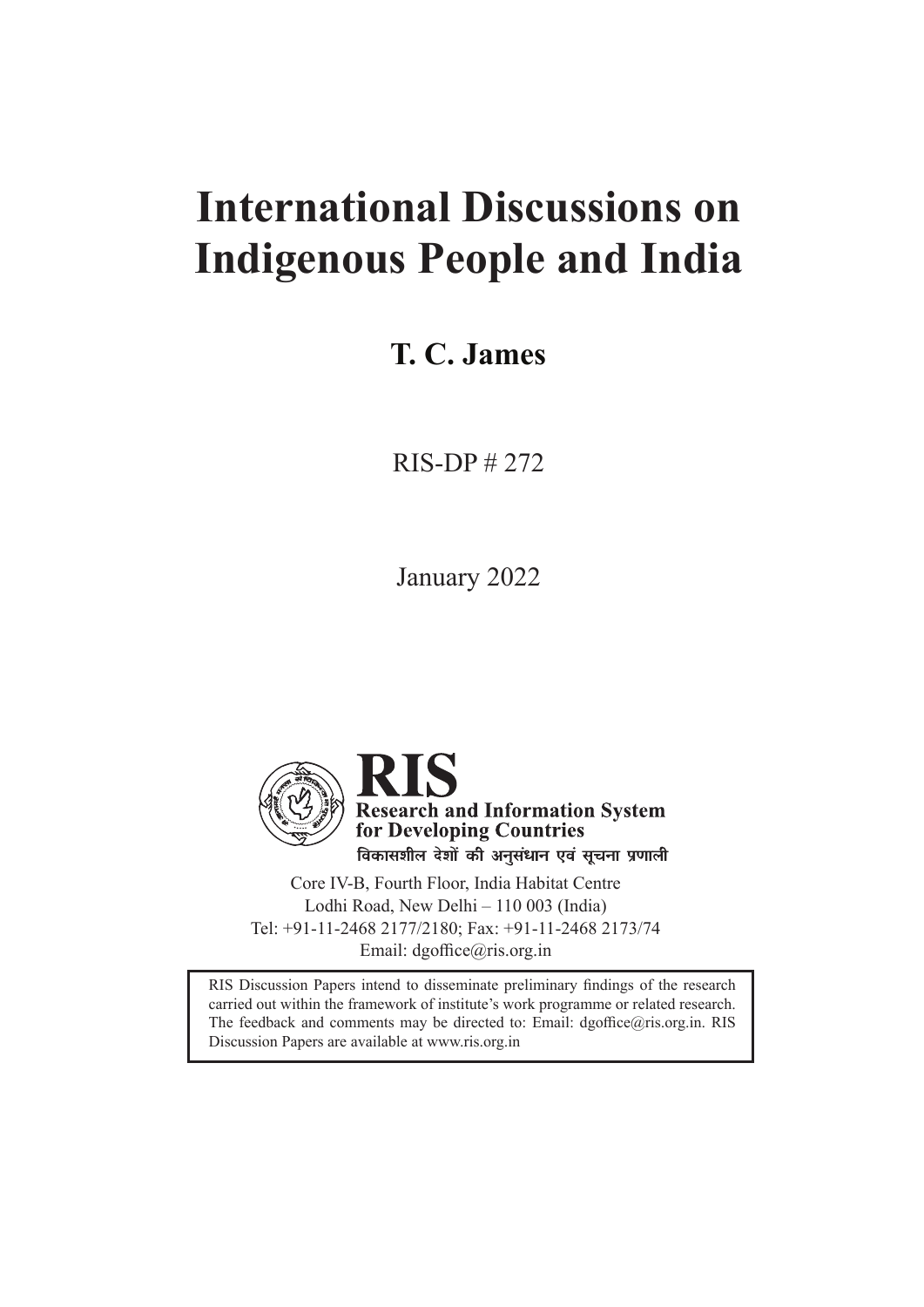# International Discussions on Indigenous People and India

**T. C. James**

RIS-DP # 272

January 2022

**RIS**
**Research and Information System for Developing Countries**
**विकासशील देशों की अनुसंधान एवं सूचना प्रणाली**

Core IV-B, Fourth Floor, India Habitat Centre
Lodhi Road, New Delhi – 110 003 (India)
Tel: +91-11-2468 2177/2180; Fax: +91-11-2468 2173/74
Email: dgoffice@ris.org.in

RIS Discussion Papers intend to disseminate preliminary findings of the research carried out within the framework of institute's work programme or related research. The feedback and comments may be directed to: Email: dgoffice@ris.org.in. RIS Discussion Papers are available at www.ris.org.in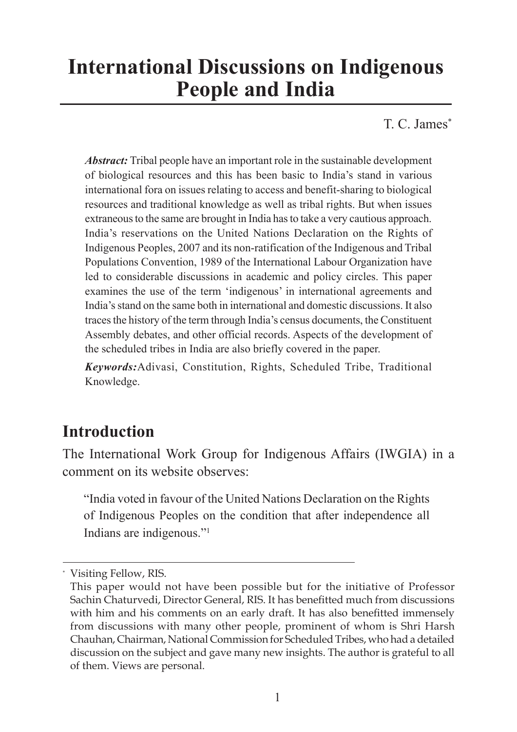# International Discussions on Indigenous People and India

T. C. James*

***Abstract:*** Tribal people have an important role in the sustainable development of biological resources and this has been basic to India's stand in various international fora on issues relating to access and benefit-sharing to biological resources and traditional knowledge as well as tribal rights. But when issues extraneous to the same are brought in India has to take a very cautious approach. India's reservations on the United Nations Declaration on the Rights of Indigenous Peoples, 2007 and its non-ratification of the Indigenous and Tribal Populations Convention, 1989 of the International Labour Organization have led to considerable discussions in academic and policy circles. This paper examines the use of the term 'indigenous' in international agreements and India's stand on the same both in international and domestic discussions. It also traces the history of the term through India's census documents, the Constituent Assembly debates, and other official records. Aspects of the development of the scheduled tribes in India are also briefly covered in the paper.

***Keywords:*** Adivasi, Constitution, Rights, Scheduled Tribe, Traditional Knowledge.

## Introduction

The International Work Group for Indigenous Affairs (IWGIA) in a comment on its website observes:

> "India voted in favour of the United Nations Declaration on the Rights of Indigenous Peoples on the condition that after independence all Indians are indigenous."[1]

---

* Visiting Fellow, RIS.
This paper would not have been possible but for the initiative of Professor Sachin Chaturvedi, Director General, RIS. It has benefitted much from discussions with him and his comments on an early draft. It has also benefitted immensely from discussions with many other people, prominent of whom is Shri Harsh Chauhan, Chairman, National Commission for Scheduled Tribes, who had a detailed discussion on the subject and gave many new insights. The author is grateful to all of them. Views are personal.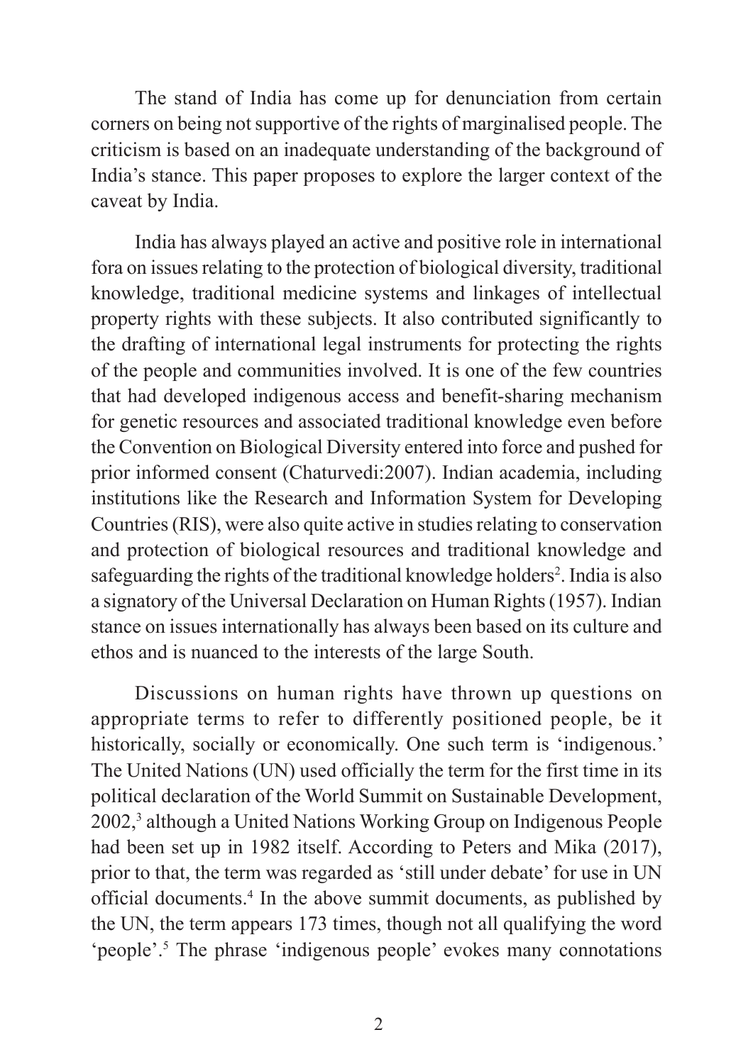The stand of India has come up for denunciation from certain corners on being not supportive of the rights of marginalised people. The criticism is based on an inadequate understanding of the background of India's stance. This paper proposes to explore the larger context of the caveat by India.

India has always played an active and positive role in international fora on issues relating to the protection of biological diversity, traditional knowledge, traditional medicine systems and linkages of intellectual property rights with these subjects. It also contributed significantly to the drafting of international legal instruments for protecting the rights of the people and communities involved. It is one of the few countries that had developed indigenous access and benefit-sharing mechanism for genetic resources and associated traditional knowledge even before the Convention on Biological Diversity entered into force and pushed for prior informed consent (Chaturvedi:2007). Indian academia, including institutions like the Research and Information System for Developing Countries (RIS), were also quite active in studies relating to conservation and protection of biological resources and traditional knowledge and safeguarding the rights of the traditional knowledge holders[2]. India is also a signatory of the Universal Declaration on Human Rights (1957). Indian stance on issues internationally has always been based on its culture and ethos and is nuanced to the interests of the large South.

Discussions on human rights have thrown up questions on appropriate terms to refer to differently positioned people, be it historically, socially or economically. One such term is 'indigenous.' The United Nations (UN) used officially the term for the first time in its political declaration of the World Summit on Sustainable Development, 2002,[3] although a United Nations Working Group on Indigenous People had been set up in 1982 itself. According to Peters and Mika (2017), prior to that, the term was regarded as 'still under debate' for use in UN official documents.[4] In the above summit documents, as published by the UN, the term appears 173 times, though not all qualifying the word 'people'.[5] The phrase 'indigenous people' evokes many connotations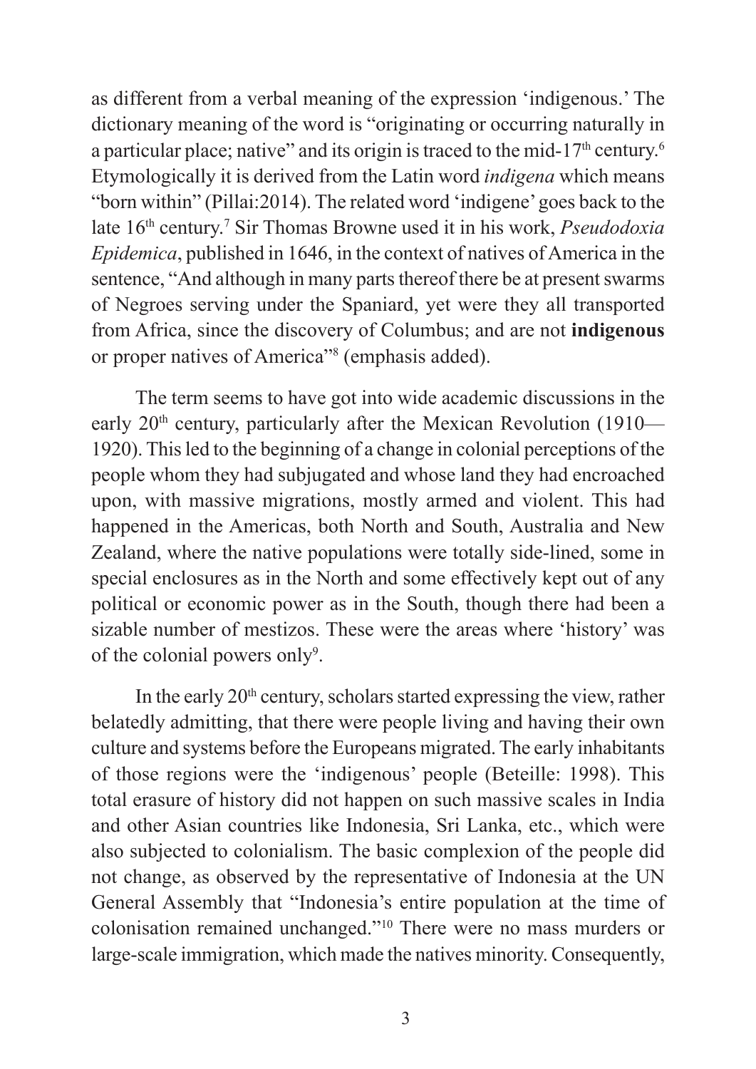as different from a verbal meaning of the expression 'indigenous.' The dictionary meaning of the word is "originating or occurring naturally in a particular place; native" and its origin is traced to the mid-17th century.[6] Etymologically it is derived from the Latin word *indigena* which means "born within" (Pillai:2014). The related word 'indigene' goes back to the late 16th century.[7] Sir Thomas Browne used it in his work, *Pseudodoxia Epidemica*, published in 1646, in the context of natives of America in the sentence, "And although in many parts thereof there be at present swarms of Negroes serving under the Spaniard, yet were they all transported from Africa, since the discovery of Columbus; and are not **indigenous** or proper natives of America"[8] (emphasis added).

The term seems to have got into wide academic discussions in the early 20th century, particularly after the Mexican Revolution (1910—1920). This led to the beginning of a change in colonial perceptions of the people whom they had subjugated and whose land they had encroached upon, with massive migrations, mostly armed and violent. This had happened in the Americas, both North and South, Australia and New Zealand, where the native populations were totally side-lined, some in special enclosures as in the North and some effectively kept out of any political or economic power as in the South, though there had been a sizable number of mestizos. These were the areas where 'history' was of the colonial powers only[9].

In the early 20th century, scholars started expressing the view, rather belatedly admitting, that there were people living and having their own culture and systems before the Europeans migrated. The early inhabitants of those regions were the 'indigenous' people (Beteille: 1998). This total erasure of history did not happen on such massive scales in India and other Asian countries like Indonesia, Sri Lanka, etc., which were also subjected to colonialism. The basic complexion of the people did not change, as observed by the representative of Indonesia at the UN General Assembly that "Indonesia's entire population at the time of colonisation remained unchanged."[10] There were no mass murders or large-scale immigration, which made the natives minority. Consequently,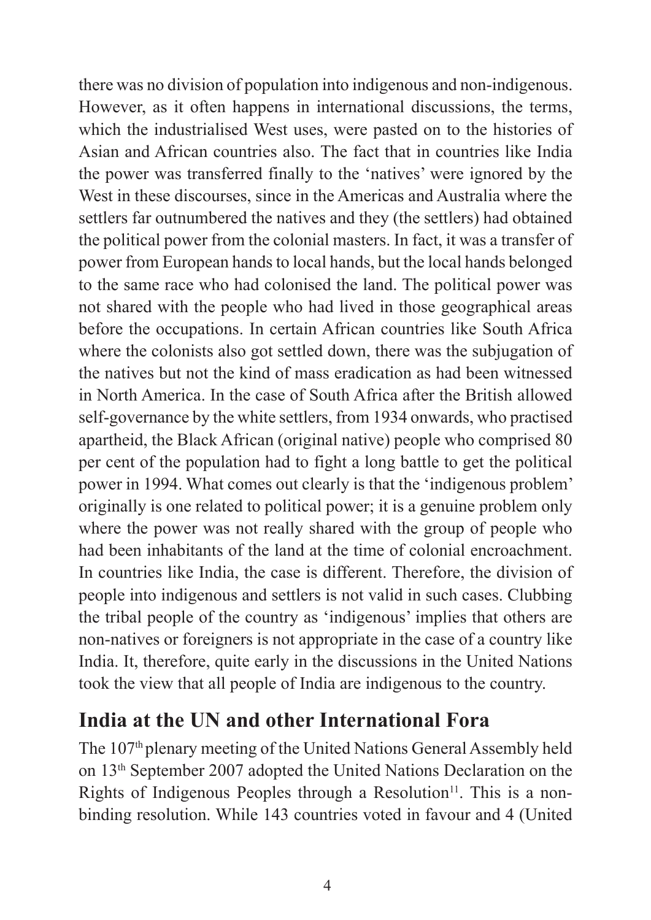there was no division of population into indigenous and non-indigenous. However, as it often happens in international discussions, the terms, which the industrialised West uses, were pasted on to the histories of Asian and African countries also. The fact that in countries like India the power was transferred finally to the 'natives' were ignored by the West in these discourses, since in the Americas and Australia where the settlers far outnumbered the natives and they (the settlers) had obtained the political power from the colonial masters. In fact, it was a transfer of power from European hands to local hands, but the local hands belonged to the same race who had colonised the land. The political power was not shared with the people who had lived in those geographical areas before the occupations. In certain African countries like South Africa where the colonists also got settled down, there was the subjugation of the natives but not the kind of mass eradication as had been witnessed in North America. In the case of South Africa after the British allowed self-governance by the white settlers, from 1934 onwards, who practised apartheid, the Black African (original native) people who comprised 80 per cent of the population had to fight a long battle to get the political power in 1994. What comes out clearly is that the 'indigenous problem' originally is one related to political power; it is a genuine problem only where the power was not really shared with the group of people who had been inhabitants of the land at the time of colonial encroachment. In countries like India, the case is different. Therefore, the division of people into indigenous and settlers is not valid in such cases. Clubbing the tribal people of the country as 'indigenous' implies that others are non-natives or foreigners is not appropriate in the case of a country like India. It, therefore, quite early in the discussions in the United Nations took the view that all people of India are indigenous to the country.

## India at the UN and other International Fora

The 107th plenary meeting of the United Nations General Assembly held on 13th September 2007 adopted the United Nations Declaration on the Rights of Indigenous Peoples through a Resolution[11]. This is a non-binding resolution. While 143 countries voted in favour and 4 (United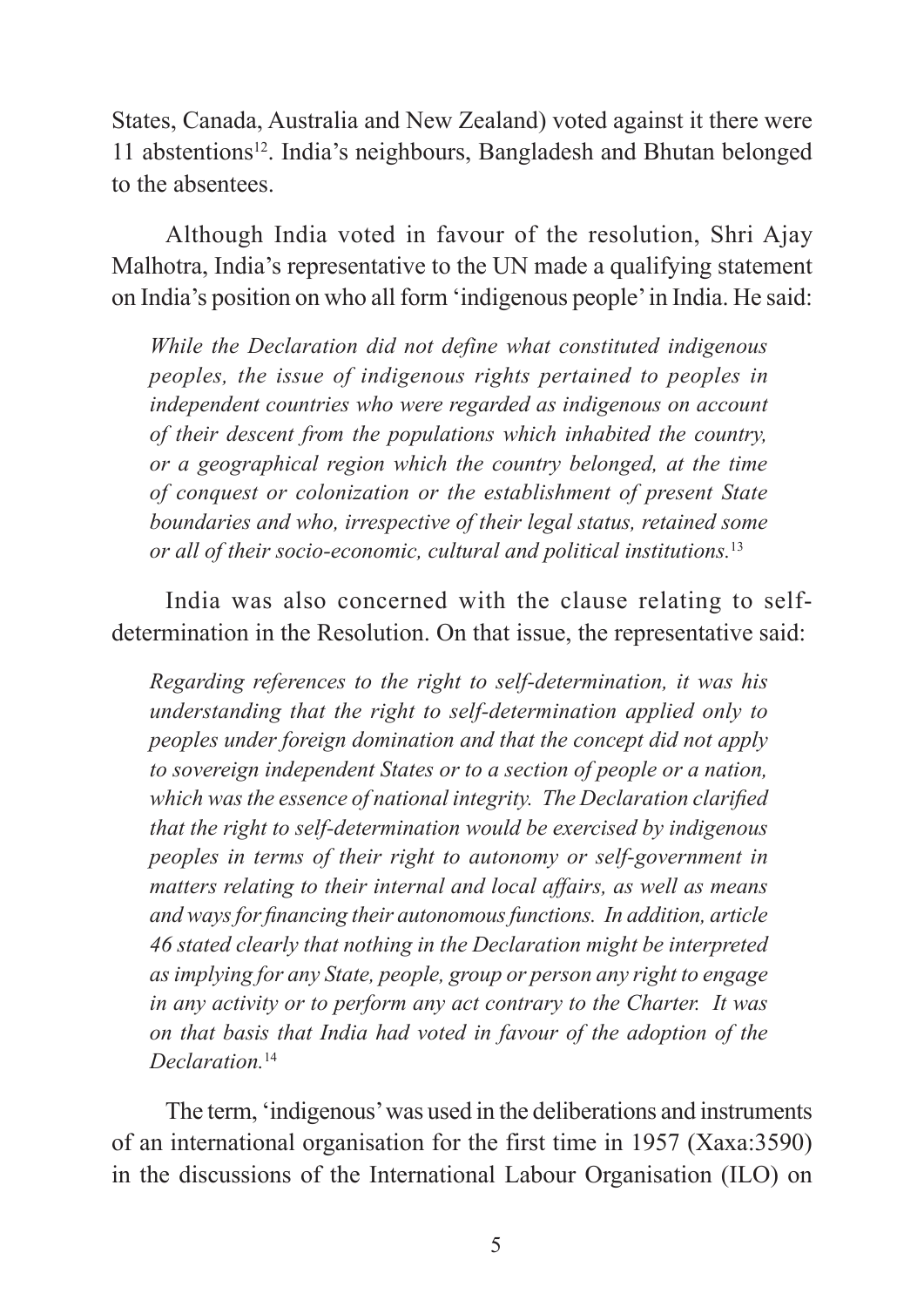States, Canada, Australia and New Zealand) voted against it there were 11 abstentions[12]. India's neighbours, Bangladesh and Bhutan belonged to the absentees.

Although India voted in favour of the resolution, Shri Ajay Malhotra, India's representative to the UN made a qualifying statement on India's position on who all form 'indigenous people' in India. He said:

> *While the Declaration did not define what constituted indigenous peoples, the issue of indigenous rights pertained to peoples in independent countries who were regarded as indigenous on account of their descent from the populations which inhabited the country, or a geographical region which the country belonged, at the time of conquest or colonization or the establishment of present State boundaries and who, irrespective of their legal status, retained some or all of their socio-economic, cultural and political institutions.*[13]

India was also concerned with the clause relating to self-determination in the Resolution. On that issue, the representative said:

> *Regarding references to the right to self-determination, it was his understanding that the right to self-determination applied only to peoples under foreign domination and that the concept did not apply to sovereign independent States or to a section of people or a nation, which was the essence of national integrity. The Declaration clarified that the right to self-determination would be exercised by indigenous peoples in terms of their right to autonomy or self-government in matters relating to their internal and local affairs, as well as means and ways for financing their autonomous functions. In addition, article 46 stated clearly that nothing in the Declaration might be interpreted as implying for any State, people, group or person any right to engage in any activity or to perform any act contrary to the Charter. It was on that basis that India had voted in favour of the adoption of the Declaration.*[14]

The term, 'indigenous' was used in the deliberations and instruments of an international organisation for the first time in 1957 (Xaxa:3590) in the discussions of the International Labour Organisation (ILO) on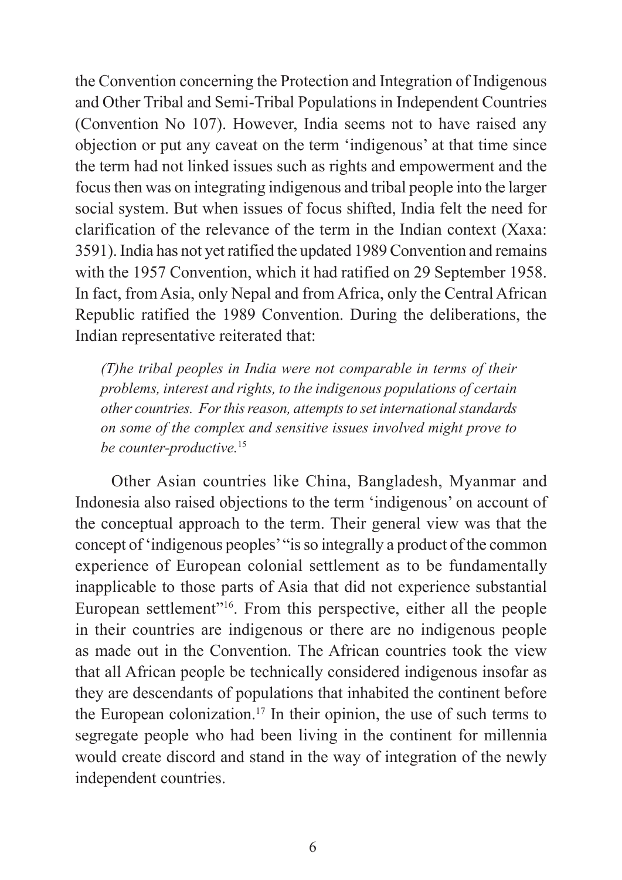the Convention concerning the Protection and Integration of Indigenous and Other Tribal and Semi-Tribal Populations in Independent Countries (Convention No 107). However, India seems not to have raised any objection or put any caveat on the term 'indigenous' at that time since the term had not linked issues such as rights and empowerment and the focus then was on integrating indigenous and tribal people into the larger social system. But when issues of focus shifted, India felt the need for clarification of the relevance of the term in the Indian context (Xaxa: 3591). India has not yet ratified the updated 1989 Convention and remains with the 1957 Convention, which it had ratified on 29 September 1958. In fact, from Asia, only Nepal and from Africa, only the Central African Republic ratified the 1989 Convention. During the deliberations, the Indian representative reiterated that:

> *(T)he tribal peoples in India were not comparable in terms of their problems, interest and rights, to the indigenous populations of certain other countries. For this reason, attempts to set international standards on some of the complex and sensitive issues involved might prove to be counter-productive.*[15]

Other Asian countries like China, Bangladesh, Myanmar and Indonesia also raised objections to the term 'indigenous' on account of the conceptual approach to the term. Their general view was that the concept of 'indigenous peoples' "is so integrally a product of the common experience of European colonial settlement as to be fundamentally inapplicable to those parts of Asia that did not experience substantial European settlement"[16]. From this perspective, either all the people in their countries are indigenous or there are no indigenous people as made out in the Convention. The African countries took the view that all African people be technically considered indigenous insofar as they are descendants of populations that inhabited the continent before the European colonization.[17] In their opinion, the use of such terms to segregate people who had been living in the continent for millennia would create discord and stand in the way of integration of the newly independent countries.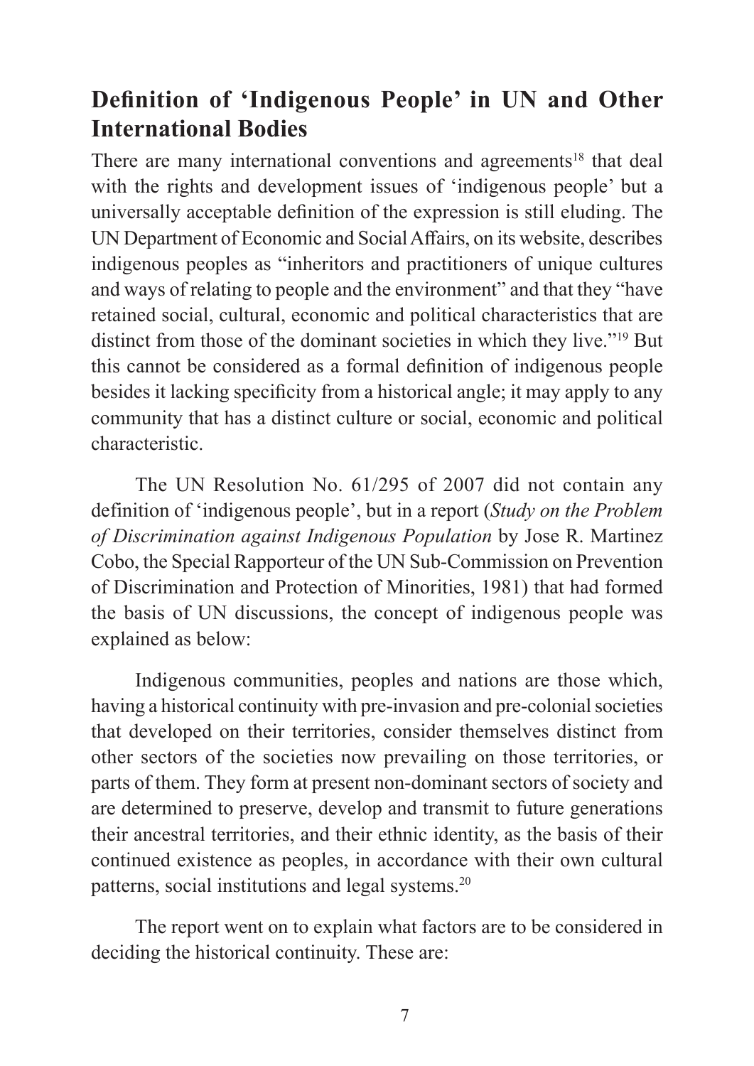## Definition of 'Indigenous People' in UN and Other International Bodies

There are many international conventions and agreements[18] that deal with the rights and development issues of 'indigenous people' but a universally acceptable definition of the expression is still eluding. The UN Department of Economic and Social Affairs, on its website, describes indigenous peoples as "inheritors and practitioners of unique cultures and ways of relating to people and the environment" and that they "have retained social, cultural, economic and political characteristics that are distinct from those of the dominant societies in which they live."[19] But this cannot be considered as a formal definition of indigenous people besides it lacking specificity from a historical angle; it may apply to any community that has a distinct culture or social, economic and political characteristic.

The UN Resolution No. 61/295 of 2007 did not contain any definition of 'indigenous people', but in a report (*Study on the Problem of Discrimination against Indigenous Population* by Jose R. Martinez Cobo, the Special Rapporteur of the UN Sub-Commission on Prevention of Discrimination and Protection of Minorities, 1981) that had formed the basis of UN discussions, the concept of indigenous people was explained as below:

Indigenous communities, peoples and nations are those which, having a historical continuity with pre-invasion and pre-colonial societies that developed on their territories, consider themselves distinct from other sectors of the societies now prevailing on those territories, or parts of them. They form at present non-dominant sectors of society and are determined to preserve, develop and transmit to future generations their ancestral territories, and their ethnic identity, as the basis of their continued existence as peoples, in accordance with their own cultural patterns, social institutions and legal systems.[20]

The report went on to explain what factors are to be considered in deciding the historical continuity. These are: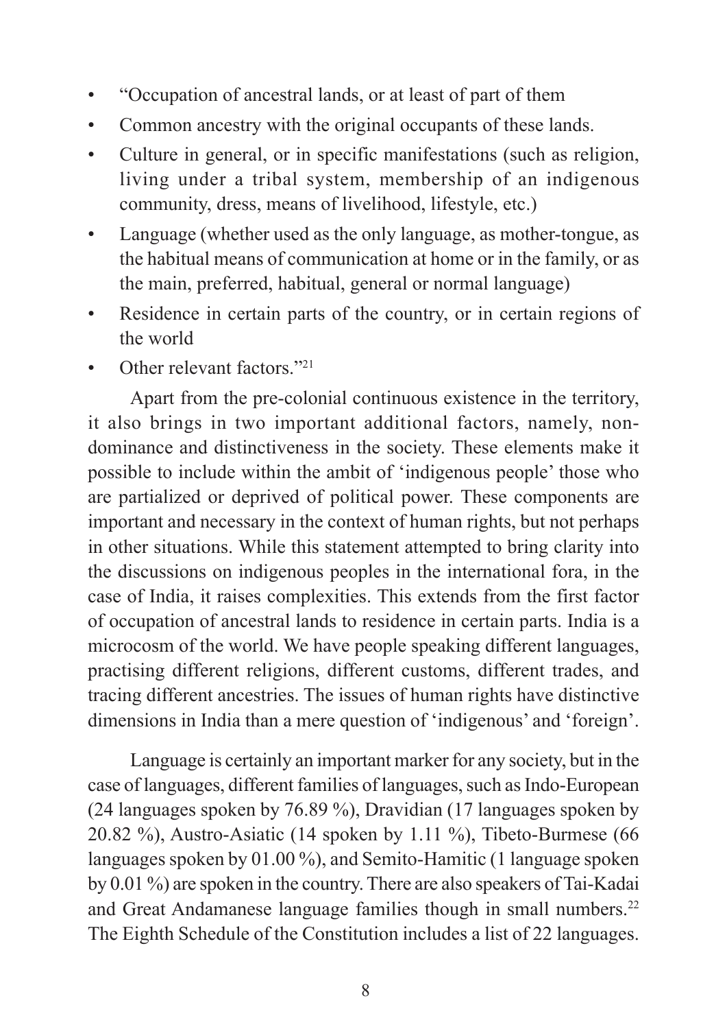- "Occupation of ancestral lands, or at least of part of them
- Common ancestry with the original occupants of these lands.
- Culture in general, or in specific manifestations (such as religion, living under a tribal system, membership of an indigenous community, dress, means of livelihood, lifestyle, etc.)
- Language (whether used as the only language, as mother-tongue, as the habitual means of communication at home or in the family, or as the main, preferred, habitual, general or normal language)
- Residence in certain parts of the country, or in certain regions of the world
- Other relevant factors."[21]

Apart from the pre-colonial continuous existence in the territory, it also brings in two important additional factors, namely, non-dominance and distinctiveness in the society. These elements make it possible to include within the ambit of 'indigenous people' those who are partialized or deprived of political power. These components are important and necessary in the context of human rights, but not perhaps in other situations. While this statement attempted to bring clarity into the discussions on indigenous peoples in the international fora, in the case of India, it raises complexities. This extends from the first factor of occupation of ancestral lands to residence in certain parts. India is a microcosm of the world. We have people speaking different languages, practising different religions, different customs, different trades, and tracing different ancestries. The issues of human rights have distinctive dimensions in India than a mere question of 'indigenous' and 'foreign'.

Language is certainly an important marker for any society, but in the case of languages, different families of languages, such as Indo-European (24 languages spoken by 76.89 %), Dravidian (17 languages spoken by 20.82 %), Austro-Asiatic (14 spoken by 1.11 %), Tibeto-Burmese (66 languages spoken by 01.00 %), and Semito-Hamitic (1 language spoken by 0.01 %) are spoken in the country. There are also speakers of Tai-Kadai and Great Andamanese language families though in small numbers.[22] The Eighth Schedule of the Constitution includes a list of 22 languages.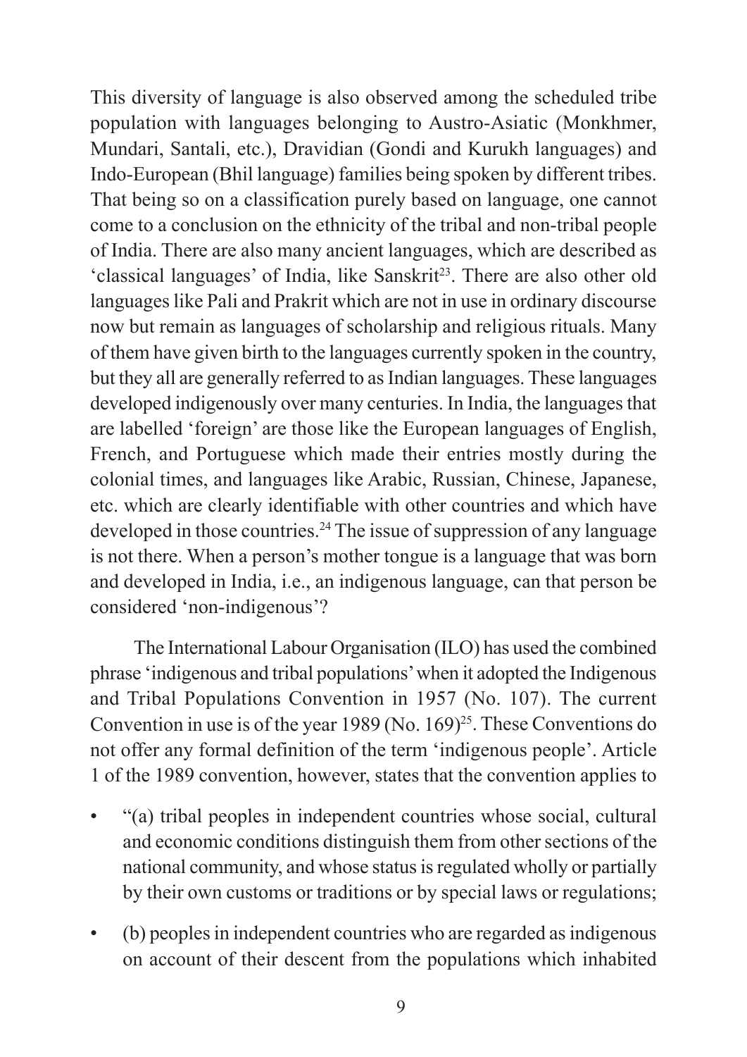This diversity of language is also observed among the scheduled tribe population with languages belonging to Austro-Asiatic (Monkhmer, Mundari, Santali, etc.), Dravidian (Gondi and Kurukh languages) and Indo-European (Bhil language) families being spoken by different tribes. That being so on a classification purely based on language, one cannot come to a conclusion on the ethnicity of the tribal and non-tribal people of India. There are also many ancient languages, which are described as 'classical languages' of India, like Sanskrit[23]. There are also other old languages like Pali and Prakrit which are not in use in ordinary discourse now but remain as languages of scholarship and religious rituals. Many of them have given birth to the languages currently spoken in the country, but they all are generally referred to as Indian languages. These languages developed indigenously over many centuries. In India, the languages that are labelled 'foreign' are those like the European languages of English, French, and Portuguese which made their entries mostly during the colonial times, and languages like Arabic, Russian, Chinese, Japanese, etc. which are clearly identifiable with other countries and which have developed in those countries.[24] The issue of suppression of any language is not there. When a person's mother tongue is a language that was born and developed in India, i.e., an indigenous language, can that person be considered 'non-indigenous'?

The International Labour Organisation (ILO) has used the combined phrase 'indigenous and tribal populations' when it adopted the Indigenous and Tribal Populations Convention in 1957 (No. 107). The current Convention in use is of the year 1989 (No. 169)[25]. These Conventions do not offer any formal definition of the term 'indigenous people'. Article 1 of the 1989 convention, however, states that the convention applies to

- "(a) tribal peoples in independent countries whose social, cultural and economic conditions distinguish them from other sections of the national community, and whose status is regulated wholly or partially by their own customs or traditions or by special laws or regulations;
- (b) peoples in independent countries who are regarded as indigenous on account of their descent from the populations which inhabited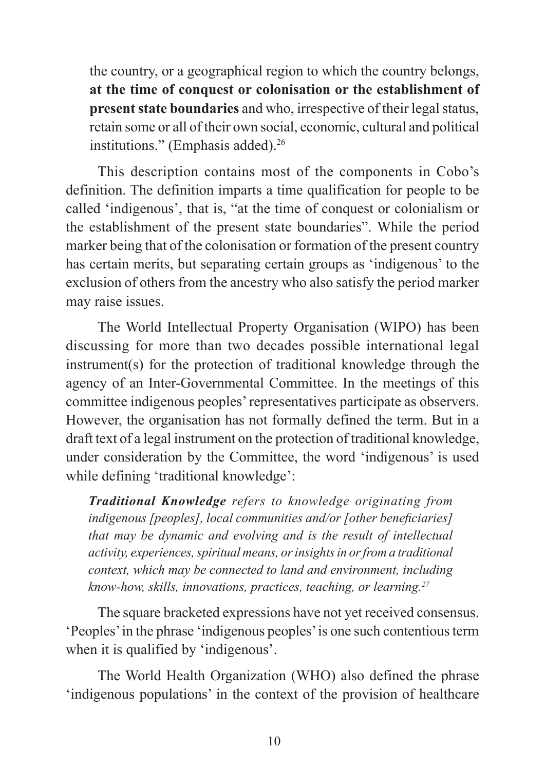the country, or a geographical region to which the country belongs, **at the time of conquest or colonisation or the establishment of present state boundaries** and who, irrespective of their legal status, retain some or all of their own social, economic, cultural and political institutions." (Emphasis added).[26]

This description contains most of the components in Cobo's definition. The definition imparts a time qualification for people to be called 'indigenous', that is, "at the time of conquest or colonialism or the establishment of the present state boundaries". While the period marker being that of the colonisation or formation of the present country has certain merits, but separating certain groups as 'indigenous' to the exclusion of others from the ancestry who also satisfy the period marker may raise issues.

The World Intellectual Property Organisation (WIPO) has been discussing for more than two decades possible international legal instrument(s) for the protection of traditional knowledge through the agency of an Inter-Governmental Committee. In the meetings of this committee indigenous peoples' representatives participate as observers. However, the organisation has not formally defined the term. But in a draft text of a legal instrument on the protection of traditional knowledge, under consideration by the Committee, the word 'indigenous' is used while defining 'traditional knowledge':

> ***Traditional Knowledge*** *refers to knowledge originating from indigenous [peoples], local communities and/or [other beneficiaries] that may be dynamic and evolving and is the result of intellectual activity, experiences, spiritual means, or insights in or from a traditional context, which may be connected to land and environment, including know-how, skills, innovations, practices, teaching, or learning.*[27]

The square bracketed expressions have not yet received consensus. 'Peoples' in the phrase 'indigenous peoples' is one such contentious term when it is qualified by 'indigenous'.

The World Health Organization (WHO) also defined the phrase 'indigenous populations' in the context of the provision of healthcare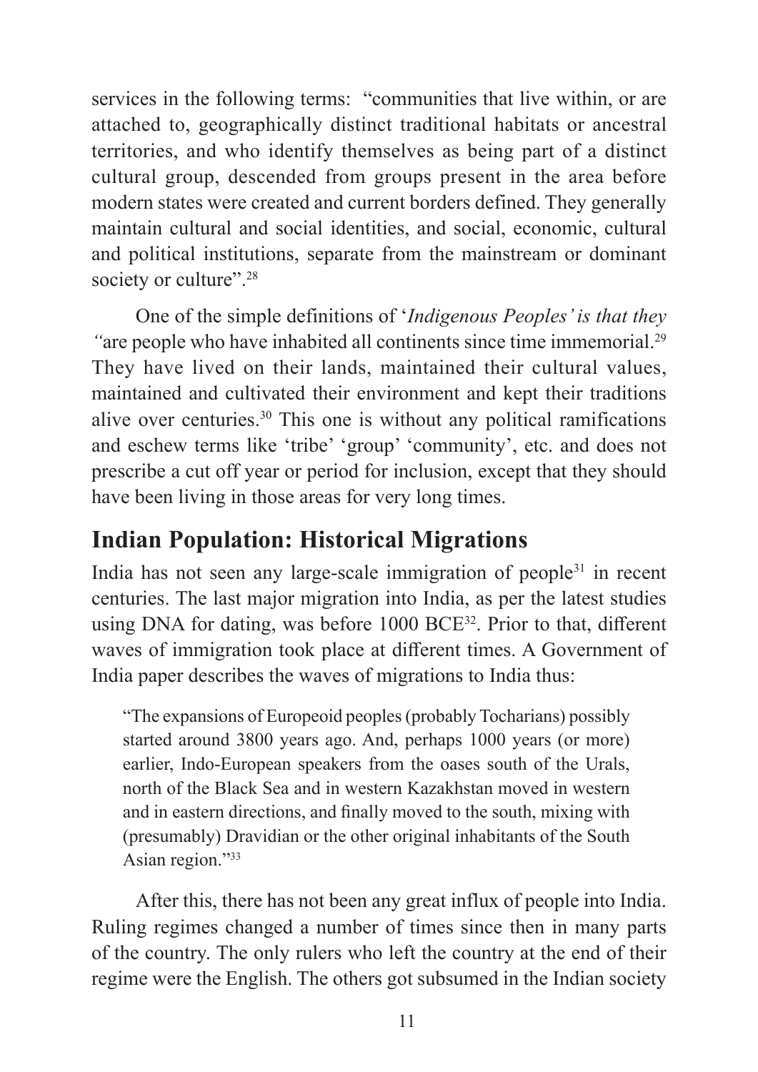services in the following terms: "communities that live within, or are attached to, geographically distinct traditional habitats or ancestral territories, and who identify themselves as being part of a distinct cultural group, descended from groups present in the area before modern states were created and current borders defined. They generally maintain cultural and social identities, and social, economic, cultural and political institutions, separate from the mainstream or dominant society or culture".[28]

One of the simple definitions of '*Indigenous Peoples' is that they "*are people who have inhabited all continents since time immemorial.[29] They have lived on their lands, maintained their cultural values, maintained and cultivated their environment and kept their traditions alive over centuries.[30] This one is without any political ramifications and eschew terms like 'tribe' 'group' 'community', etc. and does not prescribe a cut off year or period for inclusion, except that they should have been living in those areas for very long times.

## Indian Population: Historical Migrations

India has not seen any large-scale immigration of people[31] in recent centuries. The last major migration into India, as per the latest studies using DNA for dating, was before 1000 BCE[32]. Prior to that, different waves of immigration took place at different times. A Government of India paper describes the waves of migrations to India thus:

> "The expansions of Europeoid peoples (probably Tocharians) possibly started around 3800 years ago. And, perhaps 1000 years (or more) earlier, Indo-European speakers from the oases south of the Urals, north of the Black Sea and in western Kazakhstan moved in western and in eastern directions, and finally moved to the south, mixing with (presumably) Dravidian or the other original inhabitants of the South Asian region."[33]

After this, there has not been any great influx of people into India. Ruling regimes changed a number of times since then in many parts of the country. The only rulers who left the country at the end of their regime were the English. The others got subsumed in the Indian society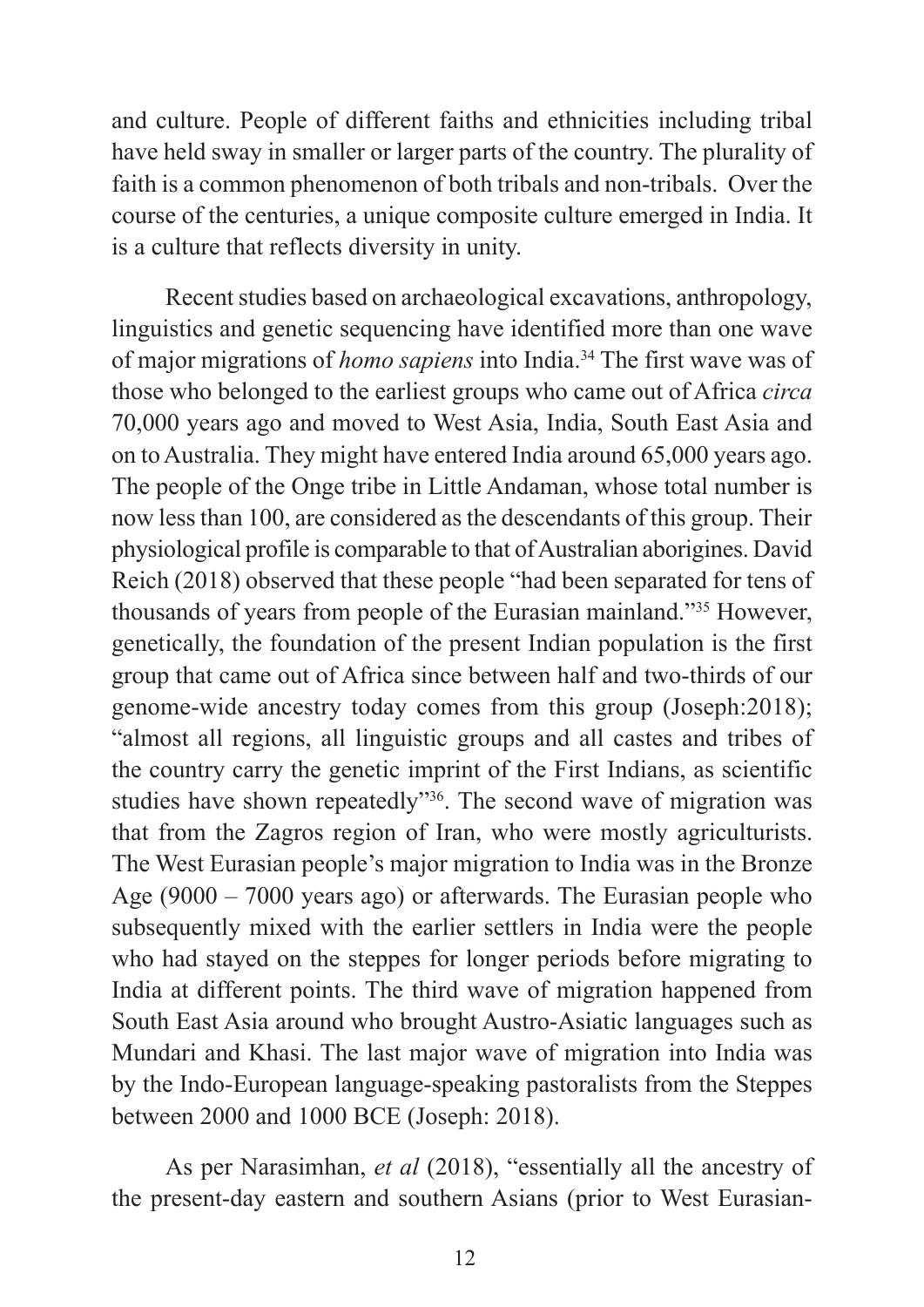and culture. People of different faiths and ethnicities including tribal have held sway in smaller or larger parts of the country. The plurality of faith is a common phenomenon of both tribals and non-tribals. Over the course of the centuries, a unique composite culture emerged in India. It is a culture that reflects diversity in unity.

Recent studies based on archaeological excavations, anthropology, linguistics and genetic sequencing have identified more than one wave of major migrations of *homo sapiens* into India.[34] The first wave was of those who belonged to the earliest groups who came out of Africa *circa* 70,000 years ago and moved to West Asia, India, South East Asia and on to Australia. They might have entered India around 65,000 years ago. The people of the Onge tribe in Little Andaman, whose total number is now less than 100, are considered as the descendants of this group. Their physiological profile is comparable to that of Australian aborigines. David Reich (2018) observed that these people "had been separated for tens of thousands of years from people of the Eurasian mainland."[35] However, genetically, the foundation of the present Indian population is the first group that came out of Africa since between half and two-thirds of our genome-wide ancestry today comes from this group (Joseph:2018); "almost all regions, all linguistic groups and all castes and tribes of the country carry the genetic imprint of the First Indians, as scientific studies have shown repeatedly"[36]. The second wave of migration was that from the Zagros region of Iran, who were mostly agriculturists. The West Eurasian people's major migration to India was in the Bronze Age (9000 – 7000 years ago) or afterwards. The Eurasian people who subsequently mixed with the earlier settlers in India were the people who had stayed on the steppes for longer periods before migrating to India at different points. The third wave of migration happened from South East Asia around who brought Austro-Asiatic languages such as Mundari and Khasi. The last major wave of migration into India was by the Indo-European language-speaking pastoralists from the Steppes between 2000 and 1000 BCE (Joseph: 2018).

As per Narasimhan, *et al* (2018), "essentially all the ancestry of the present-day eastern and southern Asians (prior to West Eurasian-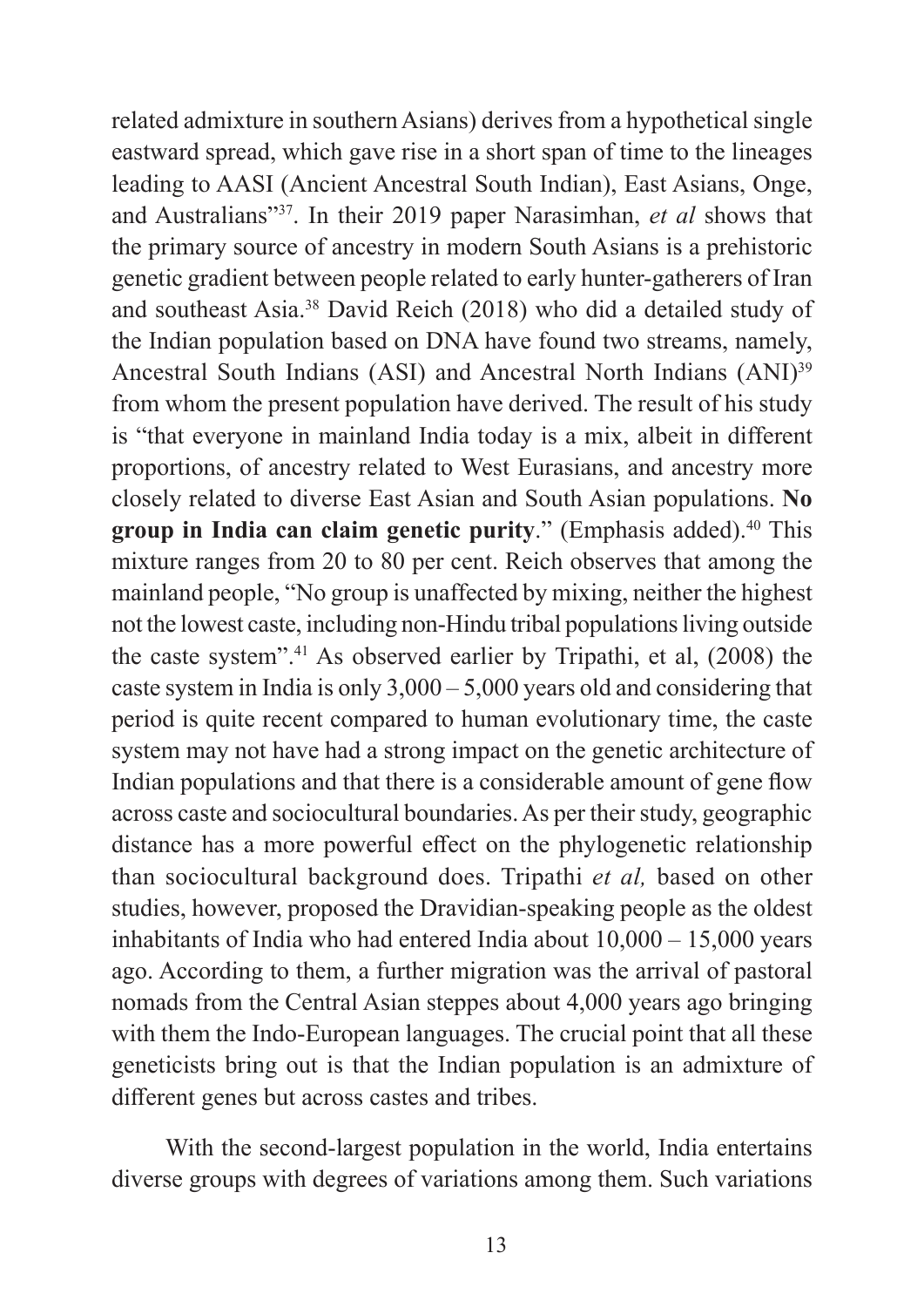related admixture in southern Asians) derives from a hypothetical single eastward spread, which gave rise in a short span of time to the lineages leading to AASI (Ancient Ancestral South Indian), East Asians, Onge, and Australians"[37]. In their 2019 paper Narasimhan, *et al* shows that the primary source of ancestry in modern South Asians is a prehistoric genetic gradient between people related to early hunter-gatherers of Iran and southeast Asia.[38] David Reich (2018) who did a detailed study of the Indian population based on DNA have found two streams, namely, Ancestral South Indians (ASI) and Ancestral North Indians (ANI)[39] from whom the present population have derived. The result of his study is "that everyone in mainland India today is a mix, albeit in different proportions, of ancestry related to West Eurasians, and ancestry more closely related to diverse East Asian and South Asian populations. **No group in India can claim genetic purity**." (Emphasis added).[40] This mixture ranges from 20 to 80 per cent. Reich observes that among the mainland people, "No group is unaffected by mixing, neither the highest not the lowest caste, including non-Hindu tribal populations living outside the caste system".[41] As observed earlier by Tripathi, et al, (2008) the caste system in India is only 3,000 – 5,000 years old and considering that period is quite recent compared to human evolutionary time, the caste system may not have had a strong impact on the genetic architecture of Indian populations and that there is a considerable amount of gene flow across caste and sociocultural boundaries. As per their study, geographic distance has a more powerful effect on the phylogenetic relationship than sociocultural background does. Tripathi *et al,* based on other studies, however, proposed the Dravidian-speaking people as the oldest inhabitants of India who had entered India about 10,000 – 15,000 years ago. According to them, a further migration was the arrival of pastoral nomads from the Central Asian steppes about 4,000 years ago bringing with them the Indo-European languages. The crucial point that all these geneticists bring out is that the Indian population is an admixture of different genes but across castes and tribes.

With the second-largest population in the world, India entertains diverse groups with degrees of variations among them. Such variations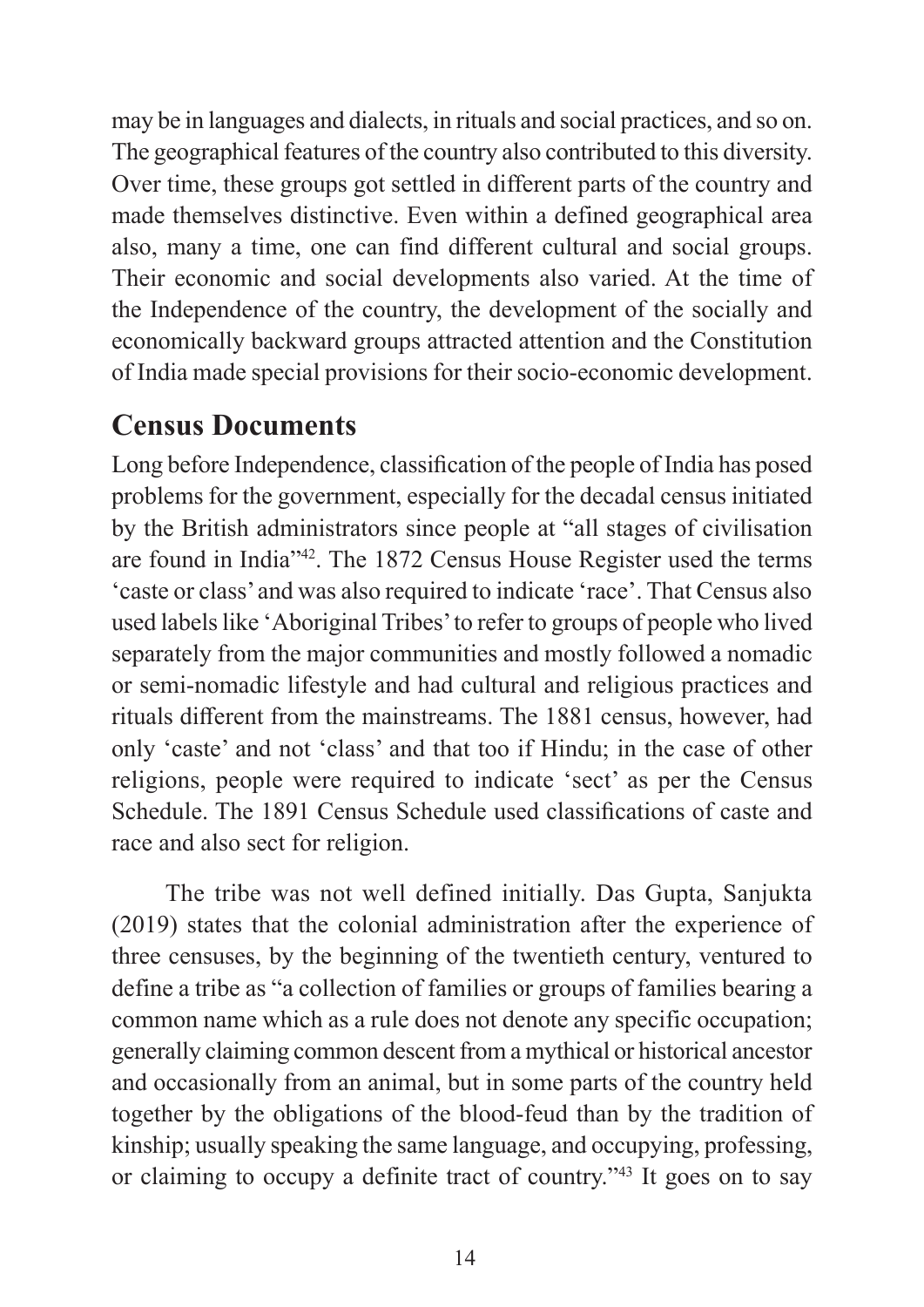may be in languages and dialects, in rituals and social practices, and so on. The geographical features of the country also contributed to this diversity. Over time, these groups got settled in different parts of the country and made themselves distinctive. Even within a defined geographical area also, many a time, one can find different cultural and social groups. Their economic and social developments also varied. At the time of the Independence of the country, the development of the socially and economically backward groups attracted attention and the Constitution of India made special provisions for their socio-economic development.

## Census Documents

Long before Independence, classification of the people of India has posed problems for the government, especially for the decadal census initiated by the British administrators since people at "all stages of civilisation are found in India"[42]. The 1872 Census House Register used the terms 'caste or class' and was also required to indicate 'race'. That Census also used labels like 'Aboriginal Tribes' to refer to groups of people who lived separately from the major communities and mostly followed a nomadic or semi-nomadic lifestyle and had cultural and religious practices and rituals different from the mainstreams. The 1881 census, however, had only 'caste' and not 'class' and that too if Hindu; in the case of other religions, people were required to indicate 'sect' as per the Census Schedule. The 1891 Census Schedule used classifications of caste and race and also sect for religion.

The tribe was not well defined initially. Das Gupta, Sanjukta (2019) states that the colonial administration after the experience of three censuses, by the beginning of the twentieth century, ventured to define a tribe as "a collection of families or groups of families bearing a common name which as a rule does not denote any specific occupation; generally claiming common descent from a mythical or historical ancestor and occasionally from an animal, but in some parts of the country held together by the obligations of the blood-feud than by the tradition of kinship; usually speaking the same language, and occupying, professing, or claiming to occupy a definite tract of country."[43] It goes on to say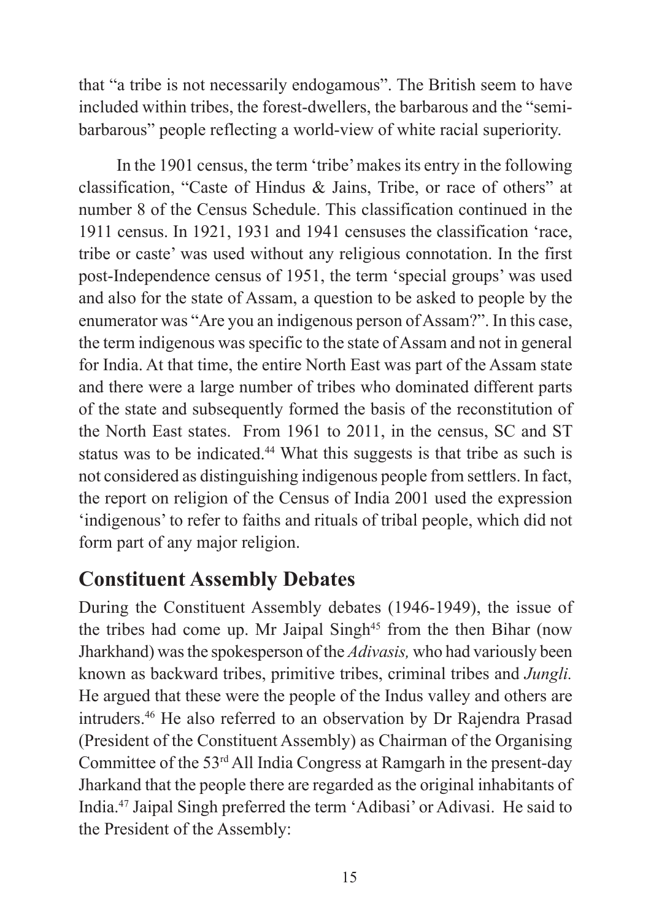that "a tribe is not necessarily endogamous". The British seem to have included within tribes, the forest-dwellers, the barbarous and the "semi-barbarous" people reflecting a world-view of white racial superiority.

In the 1901 census, the term 'tribe' makes its entry in the following classification, "Caste of Hindus & Jains, Tribe, or race of others" at number 8 of the Census Schedule. This classification continued in the 1911 census. In 1921, 1931 and 1941 censuses the classification 'race, tribe or caste' was used without any religious connotation. In the first post-Independence census of 1951, the term 'special groups' was used and also for the state of Assam, a question to be asked to people by the enumerator was "Are you an indigenous person of Assam?". In this case, the term indigenous was specific to the state of Assam and not in general for India. At that time, the entire North East was part of the Assam state and there were a large number of tribes who dominated different parts of the state and subsequently formed the basis of the reconstitution of the North East states. From 1961 to 2011, in the census, SC and ST status was to be indicated.[44] What this suggests is that tribe as such is not considered as distinguishing indigenous people from settlers. In fact, the report on religion of the Census of India 2001 used the expression 'indigenous' to refer to faiths and rituals of tribal people, which did not form part of any major religion.

## Constituent Assembly Debates

During the Constituent Assembly debates (1946-1949), the issue of the tribes had come up. Mr Jaipal Singh[45] from the then Bihar (now Jharkhand) was the spokesperson of the *Adivasis,* who had variously been known as backward tribes, primitive tribes, criminal tribes and *Jungli.* He argued that these were the people of the Indus valley and others are intruders.[46] He also referred to an observation by Dr Rajendra Prasad (President of the Constituent Assembly) as Chairman of the Organising Committee of the 53rd All India Congress at Ramgarh in the present-day Jharkand that the people there are regarded as the original inhabitants of India.[47] Jaipal Singh preferred the term 'Adibasi' or Adivasi. He said to the President of the Assembly: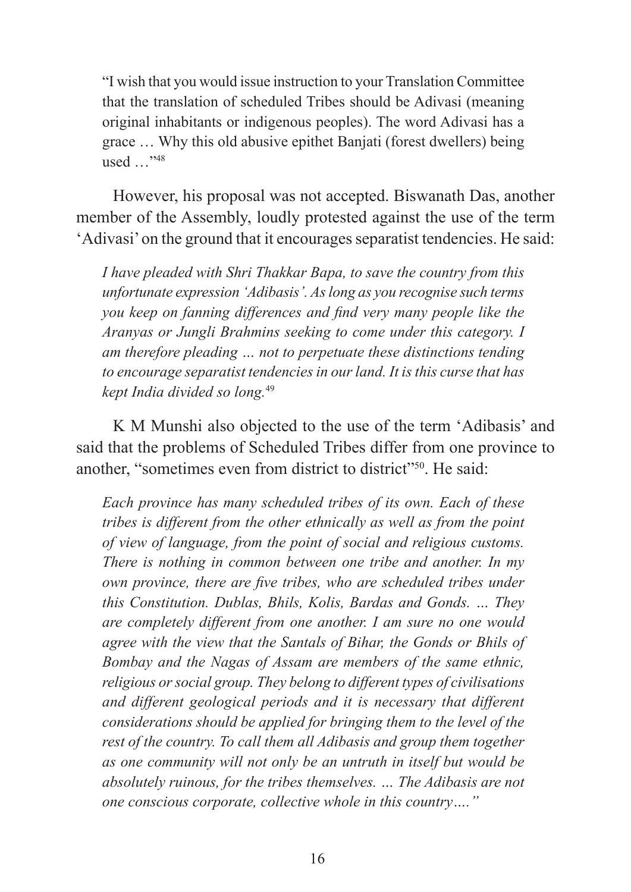> "I wish that you would issue instruction to your Translation Committee that the translation of scheduled Tribes should be Adivasi (meaning original inhabitants or indigenous peoples). The word Adivasi has a grace … Why this old abusive epithet Banjati (forest dwellers) being used …"[48]

However, his proposal was not accepted. Biswanath Das, another member of the Assembly, loudly protested against the use of the term 'Adivasi' on the ground that it encourages separatist tendencies. He said:

> *I have pleaded with Shri Thakkar Bapa, to save the country from this unfortunate expression 'Adibasis'. As long as you recognise such terms you keep on fanning differences and find very many people like the Aranyas or Jungli Brahmins seeking to come under this category. I am therefore pleading … not to perpetuate these distinctions tending to encourage separatist tendencies in our land. It is this curse that has kept India divided so long.*[49]

K M Munshi also objected to the use of the term 'Adibasis' and said that the problems of Scheduled Tribes differ from one province to another, "sometimes even from district to district"[50]. He said:

> *Each province has many scheduled tribes of its own. Each of these tribes is different from the other ethnically as well as from the point of view of language, from the point of social and religious customs. There is nothing in common between one tribe and another. In my own province, there are five tribes, who are scheduled tribes under this Constitution. Dublas, Bhils, Kolis, Bardas and Gonds. … They are completely different from one another. I am sure no one would agree with the view that the Santals of Bihar, the Gonds or Bhils of Bombay and the Nagas of Assam are members of the same ethnic, religious or social group. They belong to different types of civilisations and different geological periods and it is necessary that different considerations should be applied for bringing them to the level of the rest of the country. To call them all Adibasis and group them together as one community will not only be an untruth in itself but would be absolutely ruinous, for the tribes themselves. … The Adibasis are not one conscious corporate, collective whole in this country…."*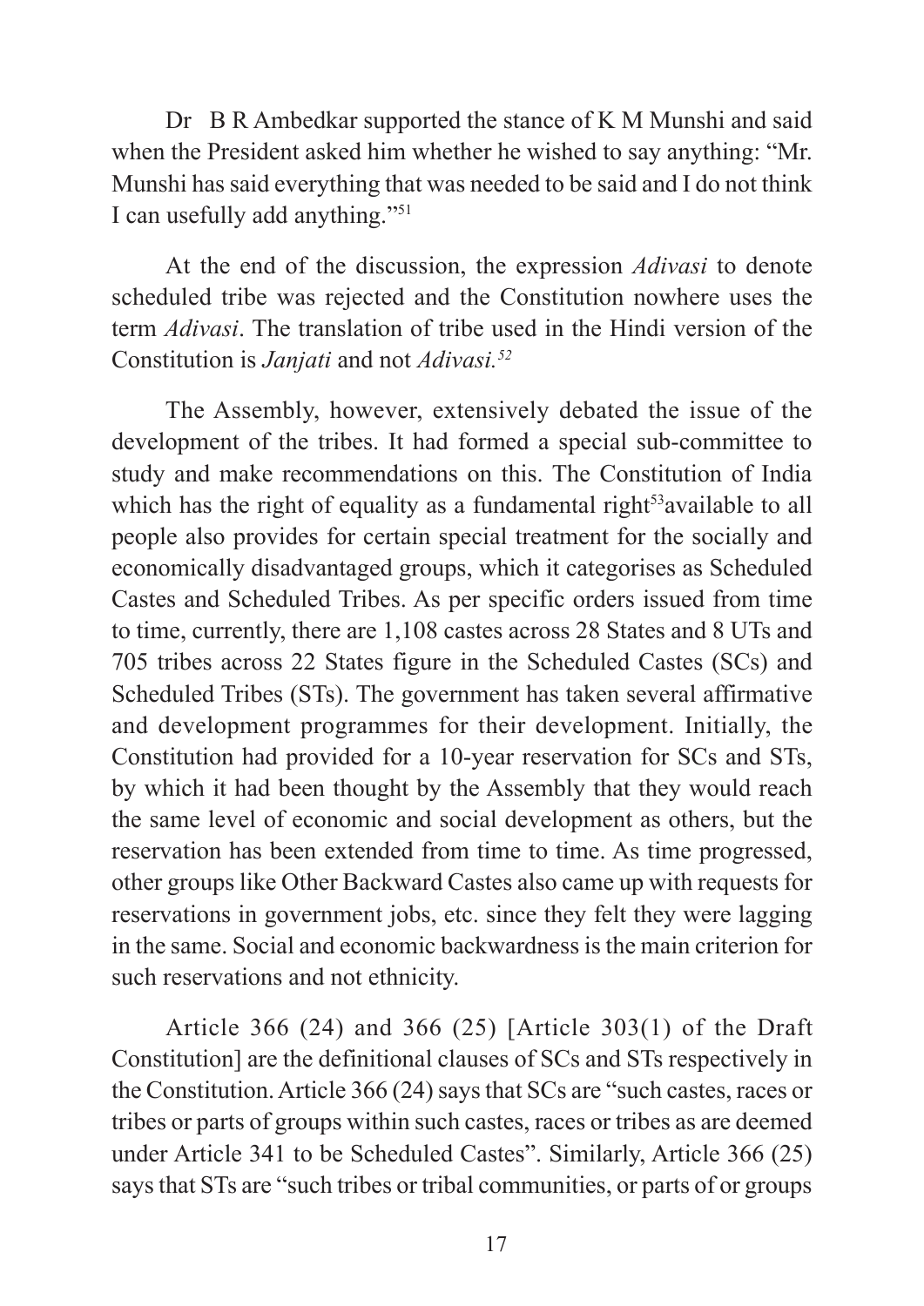Dr B R Ambedkar supported the stance of K M Munshi and said when the President asked him whether he wished to say anything: "Mr. Munshi has said everything that was needed to be said and I do not think I can usefully add anything."[51]

At the end of the discussion, the expression *Adivasi* to denote scheduled tribe was rejected and the Constitution nowhere uses the term *Adivasi*. The translation of tribe used in the Hindi version of the Constitution is *Janjati* and not *Adivasi.*[52]

The Assembly, however, extensively debated the issue of the development of the tribes. It had formed a special sub-committee to study and make recommendations on this. The Constitution of India which has the right of equality as a fundamental right[53] available to all people also provides for certain special treatment for the socially and economically disadvantaged groups, which it categorises as Scheduled Castes and Scheduled Tribes. As per specific orders issued from time to time, currently, there are 1,108 castes across 28 States and 8 UTs and 705 tribes across 22 States figure in the Scheduled Castes (SCs) and Scheduled Tribes (STs). The government has taken several affirmative and development programmes for their development. Initially, the Constitution had provided for a 10-year reservation for SCs and STs, by which it had been thought by the Assembly that they would reach the same level of economic and social development as others, but the reservation has been extended from time to time. As time progressed, other groups like Other Backward Castes also came up with requests for reservations in government jobs, etc. since they felt they were lagging in the same. Social and economic backwardness is the main criterion for such reservations and not ethnicity.

Article 366 (24) and 366 (25) [Article 303(1) of the Draft Constitution] are the definitional clauses of SCs and STs respectively in the Constitution. Article 366 (24) says that SCs are "such castes, races or tribes or parts of groups within such castes, races or tribes as are deemed under Article 341 to be Scheduled Castes". Similarly, Article 366 (25) says that STs are "such tribes or tribal communities, or parts of or groups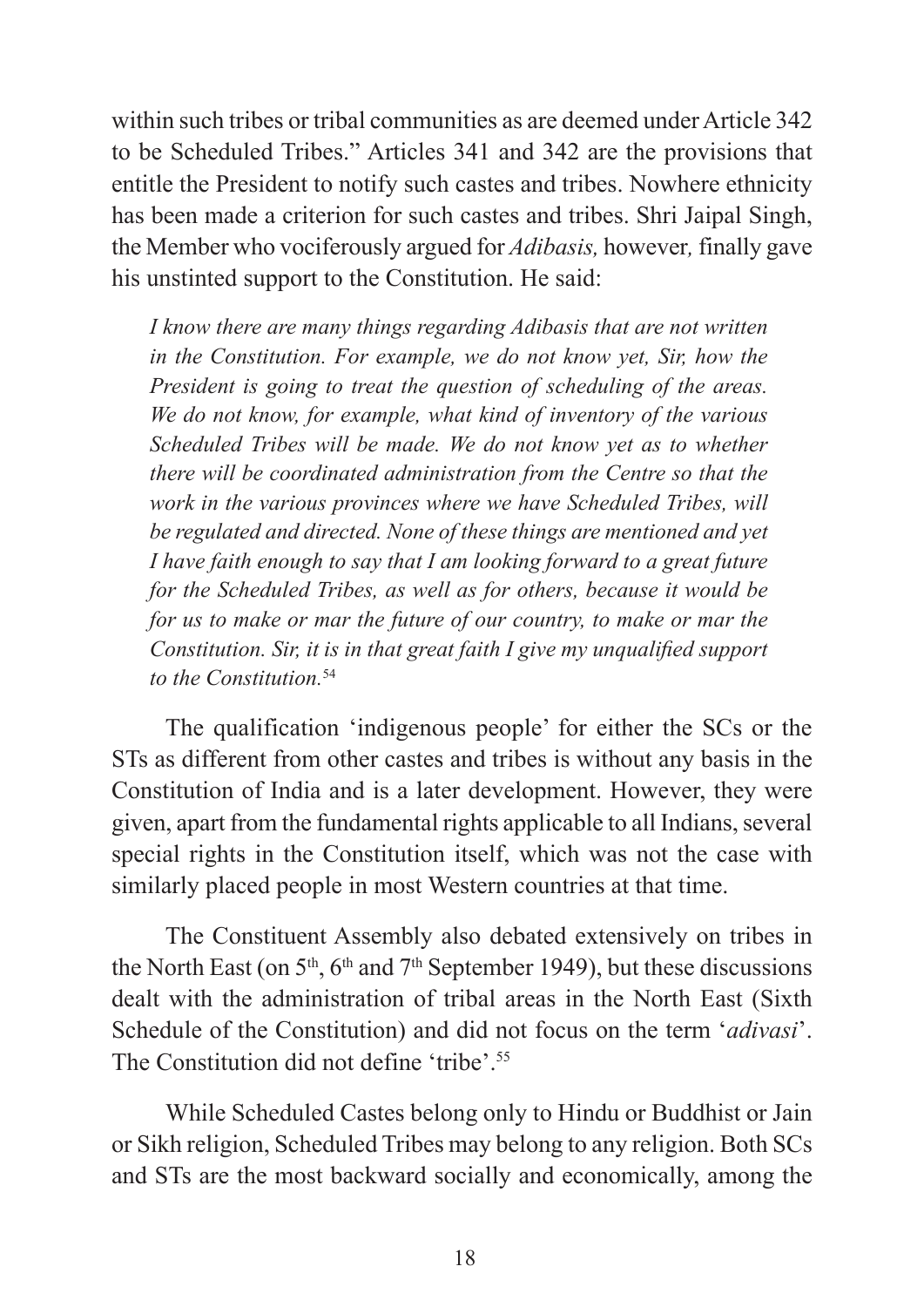within such tribes or tribal communities as are deemed under Article 342 to be Scheduled Tribes." Articles 341 and 342 are the provisions that entitle the President to notify such castes and tribes. Nowhere ethnicity has been made a criterion for such castes and tribes. Shri Jaipal Singh, the Member who vociferously argued for *Adibasis,* however*,* finally gave his unstinted support to the Constitution. He said:

> *I know there are many things regarding Adibasis that are not written in the Constitution. For example, we do not know yet, Sir, how the President is going to treat the question of scheduling of the areas. We do not know, for example, what kind of inventory of the various Scheduled Tribes will be made. We do not know yet as to whether there will be coordinated administration from the Centre so that the work in the various provinces where we have Scheduled Tribes, will be regulated and directed. None of these things are mentioned and yet I have faith enough to say that I am looking forward to a great future for the Scheduled Tribes, as well as for others, because it would be for us to make or mar the future of our country, to make or mar the Constitution. Sir, it is in that great faith I give my unqualified support to the Constitution.*[54]

The qualification 'indigenous people' for either the SCs or the STs as different from other castes and tribes is without any basis in the Constitution of India and is a later development. However, they were given, apart from the fundamental rights applicable to all Indians, several special rights in the Constitution itself, which was not the case with similarly placed people in most Western countries at that time.

The Constituent Assembly also debated extensively on tribes in the North East (on 5th, 6th and 7th September 1949), but these discussions dealt with the administration of tribal areas in the North East (Sixth Schedule of the Constitution) and did not focus on the term '*adivasi*'. The Constitution did not define 'tribe'.[55]

While Scheduled Castes belong only to Hindu or Buddhist or Jain or Sikh religion, Scheduled Tribes may belong to any religion. Both SCs and STs are the most backward socially and economically, among the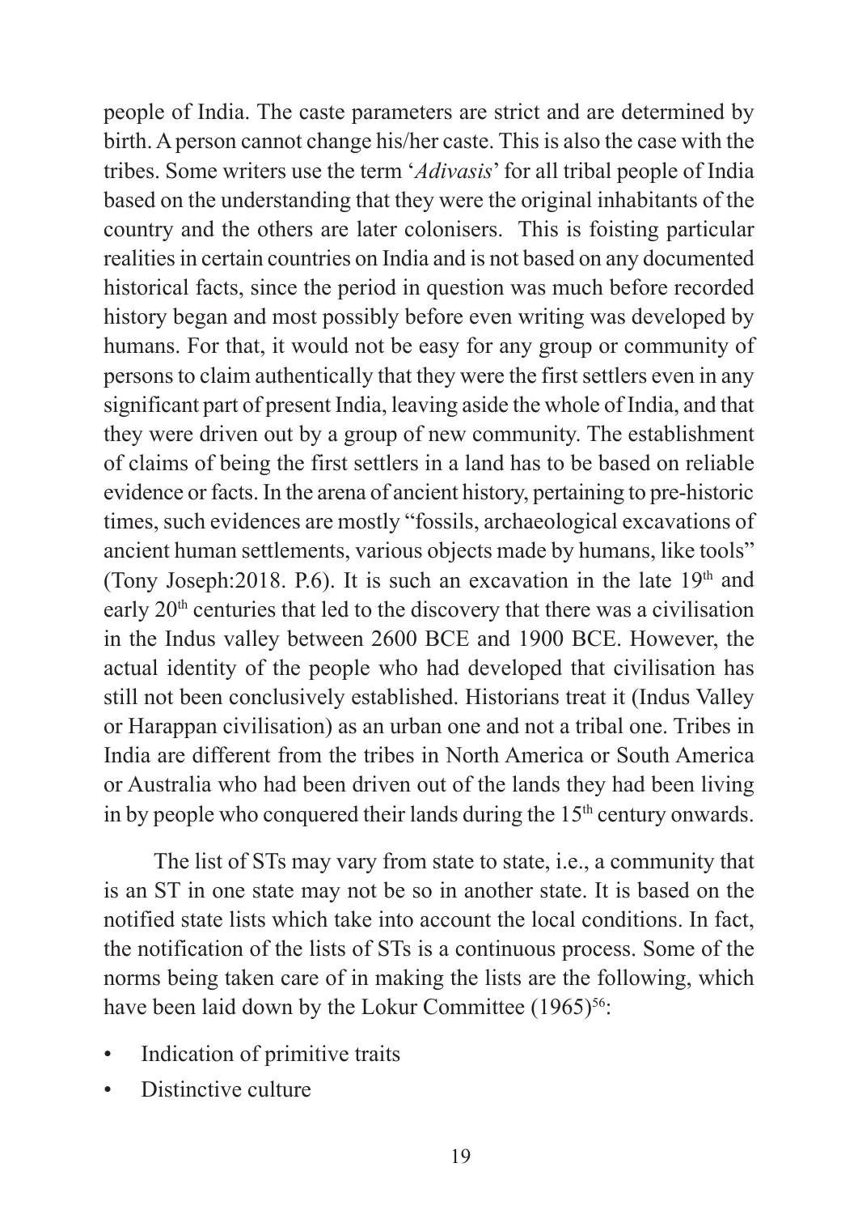people of India. The caste parameters are strict and are determined by birth. A person cannot change his/her caste. This is also the case with the tribes. Some writers use the term '*Adivasis*' for all tribal people of India based on the understanding that they were the original inhabitants of the country and the others are later colonisers. This is foisting particular realities in certain countries on India and is not based on any documented historical facts, since the period in question was much before recorded history began and most possibly before even writing was developed by humans. For that, it would not be easy for any group or community of persons to claim authentically that they were the first settlers even in any significant part of present India, leaving aside the whole of India, and that they were driven out by a group of new community. The establishment of claims of being the first settlers in a land has to be based on reliable evidence or facts. In the arena of ancient history, pertaining to pre-historic times, such evidences are mostly "fossils, archaeological excavations of ancient human settlements, various objects made by humans, like tools" (Tony Joseph:2018. P.6). It is such an excavation in the late 19th and early 20th centuries that led to the discovery that there was a civilisation in the Indus valley between 2600 BCE and 1900 BCE. However, the actual identity of the people who had developed that civilisation has still not been conclusively established. Historians treat it (Indus Valley or Harappan civilisation) as an urban one and not a tribal one. Tribes in India are different from the tribes in North America or South America or Australia who had been driven out of the lands they had been living in by people who conquered their lands during the 15th century onwards.

The list of STs may vary from state to state, i.e., a community that is an ST in one state may not be so in another state. It is based on the notified state lists which take into account the local conditions. In fact, the notification of the lists of STs is a continuous process. Some of the norms being taken care of in making the lists are the following, which have been laid down by the Lokur Committee (1965)[56]:

- Indication of primitive traits
- Distinctive culture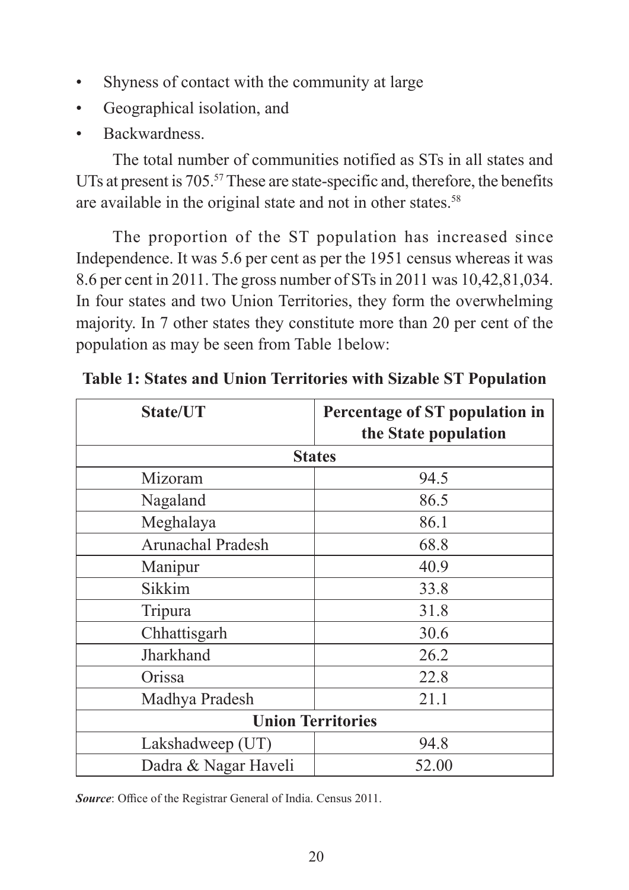- Shyness of contact with the community at large
- Geographical isolation, and
- Backwardness.

The total number of communities notified as STs in all states and UTs at present is 705.[57] These are state-specific and, therefore, the benefits are available in the original state and not in other states.[58]

The proportion of the ST population has increased since Independence. It was 5.6 per cent as per the 1951 census whereas it was 8.6 per cent in 2011. The gross number of STs in 2011 was 10,42,81,034. In four states and two Union Territories, they form the overwhelming majority. In 7 other states they constitute more than 20 per cent of the population as may be seen from Table 1below:

**Table 1: States and Union Territories with Sizable ST Population**

| State/UT | Percentage of ST population in the State population |
|---|---|
| **States** | |
| Mizoram | 94.5 |
| Nagaland | 86.5 |
| Meghalaya | 86.1 |
| Arunachal Pradesh | 68.8 |
| Manipur | 40.9 |
| Sikkim | 33.8 |
| Tripura | 31.8 |
| Chhattisgarh | 30.6 |
| Jharkhand | 26.2 |
| Orissa | 22.8 |
| Madhya Pradesh | 21.1 |
| **Union Territories** | |
| Lakshadweep (UT) | 94.8 |
| Dadra & Nagar Haveli | 52.00 |

***Source***: Office of the Registrar General of India. Census 2011.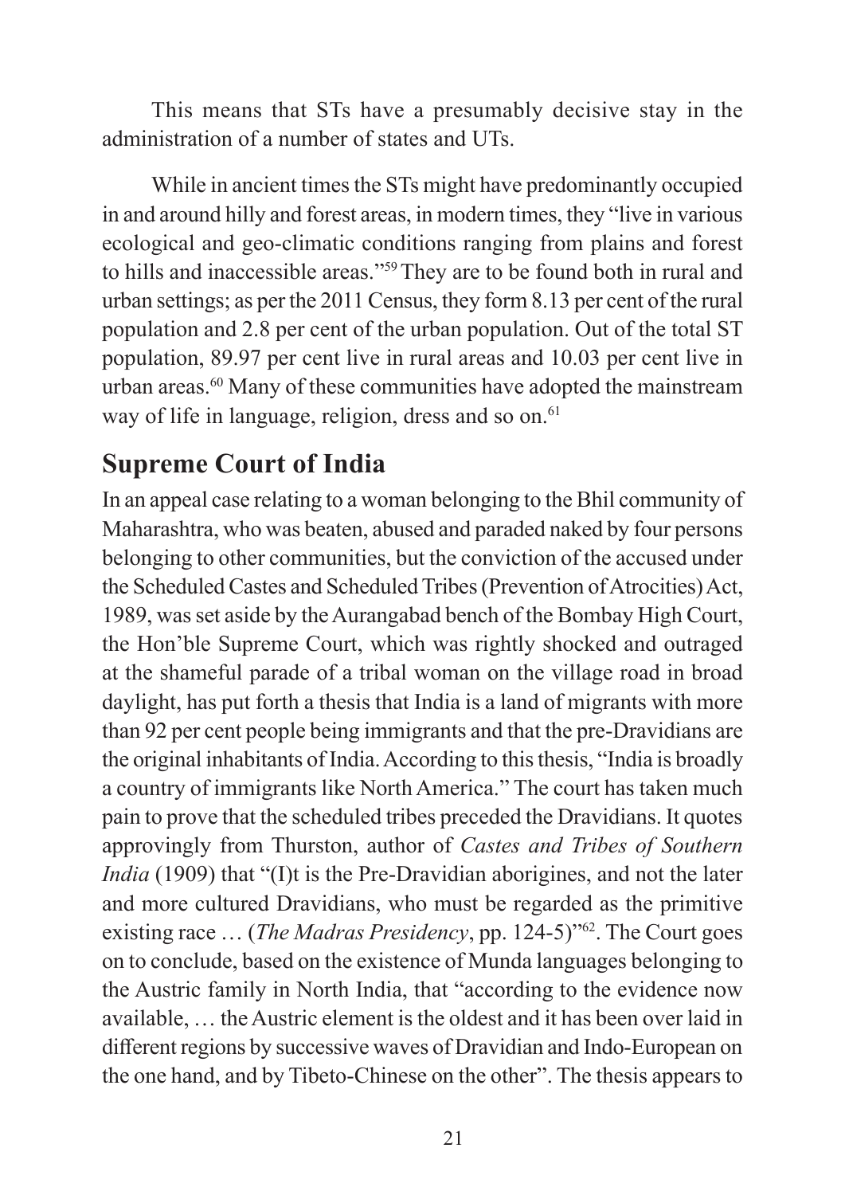This means that STs have a presumably decisive stay in the administration of a number of states and UTs.

While in ancient times the STs might have predominantly occupied in and around hilly and forest areas, in modern times, they "live in various ecological and geo-climatic conditions ranging from plains and forest to hills and inaccessible areas."[59] They are to be found both in rural and urban settings; as per the 2011 Census, they form 8.13 per cent of the rural population and 2.8 per cent of the urban population. Out of the total ST population, 89.97 per cent live in rural areas and 10.03 per cent live in urban areas.[60] Many of these communities have adopted the mainstream way of life in language, religion, dress and so on.[61]

## Supreme Court of India

In an appeal case relating to a woman belonging to the Bhil community of Maharashtra, who was beaten, abused and paraded naked by four persons belonging to other communities, but the conviction of the accused under the Scheduled Castes and Scheduled Tribes (Prevention of Atrocities) Act, 1989, was set aside by the Aurangabad bench of the Bombay High Court, the Hon'ble Supreme Court, which was rightly shocked and outraged at the shameful parade of a tribal woman on the village road in broad daylight, has put forth a thesis that India is a land of migrants with more than 92 per cent people being immigrants and that the pre-Dravidians are the original inhabitants of India. According to this thesis, "India is broadly a country of immigrants like North America." The court has taken much pain to prove that the scheduled tribes preceded the Dravidians. It quotes approvingly from Thurston, author of *Castes and Tribes of Southern India* (1909) that "(I)t is the Pre-Dravidian aborigines, and not the later and more cultured Dravidians, who must be regarded as the primitive existing race … (*The Madras Presidency*, pp. 124-5)"[62]. The Court goes on to conclude, based on the existence of Munda languages belonging to the Austric family in North India, that "according to the evidence now available, … the Austric element is the oldest and it has been over laid in different regions by successive waves of Dravidian and Indo-European on the one hand, and by Tibeto-Chinese on the other". The thesis appears to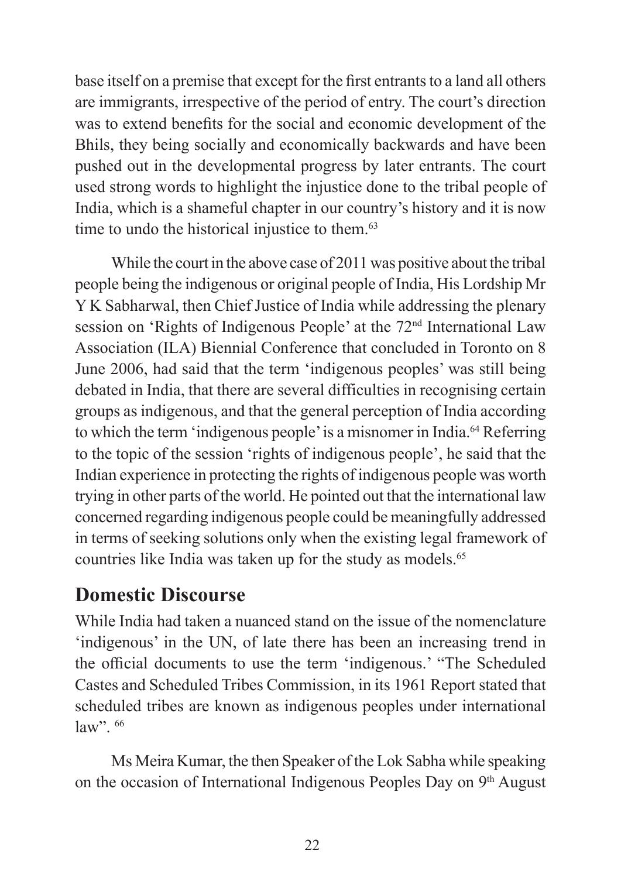base itself on a premise that except for the first entrants to a land all others are immigrants, irrespective of the period of entry. The court's direction was to extend benefits for the social and economic development of the Bhils, they being socially and economically backwards and have been pushed out in the developmental progress by later entrants. The court used strong words to highlight the injustice done to the tribal people of India, which is a shameful chapter in our country's history and it is now time to undo the historical injustice to them.[63]

While the court in the above case of 2011 was positive about the tribal people being the indigenous or original people of India, His Lordship Mr Y K Sabharwal, then Chief Justice of India while addressing the plenary session on 'Rights of Indigenous People' at the 72nd International Law Association (ILA) Biennial Conference that concluded in Toronto on 8 June 2006, had said that the term 'indigenous peoples' was still being debated in India, that there are several difficulties in recognising certain groups as indigenous, and that the general perception of India according to which the term 'indigenous people' is a misnomer in India.[64] Referring to the topic of the session 'rights of indigenous people', he said that the Indian experience in protecting the rights of indigenous people was worth trying in other parts of the world. He pointed out that the international law concerned regarding indigenous people could be meaningfully addressed in terms of seeking solutions only when the existing legal framework of countries like India was taken up for the study as models.[65]

## Domestic Discourse

While India had taken a nuanced stand on the issue of the nomenclature 'indigenous' in the UN, of late there has been an increasing trend in the official documents to use the term 'indigenous.' "The Scheduled Castes and Scheduled Tribes Commission, in its 1961 Report stated that scheduled tribes are known as indigenous peoples under international law".[66]

Ms Meira Kumar, the then Speaker of the Lok Sabha while speaking on the occasion of International Indigenous Peoples Day on 9th August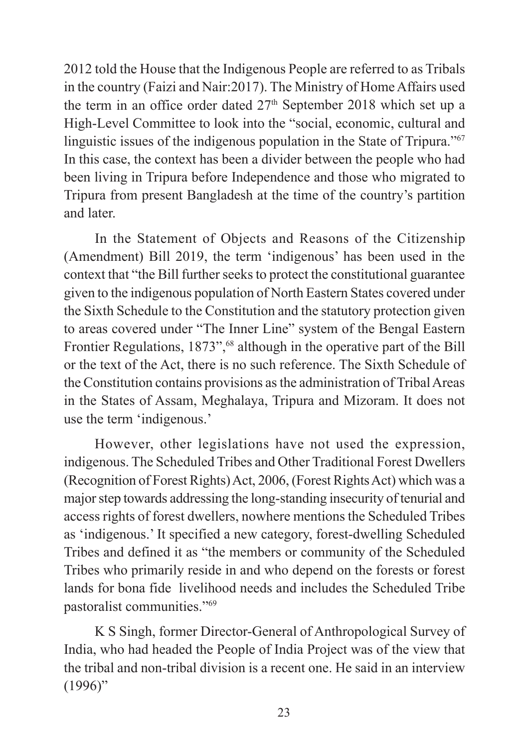2012 told the House that the Indigenous People are referred to as Tribals in the country (Faizi and Nair:2017). The Ministry of Home Affairs used the term in an office order dated 27th September 2018 which set up a High-Level Committee to look into the "social, economic, cultural and linguistic issues of the indigenous population in the State of Tripura."[67] In this case, the context has been a divider between the people who had been living in Tripura before Independence and those who migrated to Tripura from present Bangladesh at the time of the country's partition and later.

In the Statement of Objects and Reasons of the Citizenship (Amendment) Bill 2019, the term 'indigenous' has been used in the context that "the Bill further seeks to protect the constitutional guarantee given to the indigenous population of North Eastern States covered under the Sixth Schedule to the Constitution and the statutory protection given to areas covered under "The Inner Line" system of the Bengal Eastern Frontier Regulations, 1873",[68] although in the operative part of the Bill or the text of the Act, there is no such reference. The Sixth Schedule of the Constitution contains provisions as the administration of Tribal Areas in the States of Assam, Meghalaya, Tripura and Mizoram. It does not use the term 'indigenous.'

However, other legislations have not used the expression, indigenous. The Scheduled Tribes and Other Traditional Forest Dwellers (Recognition of Forest Rights) Act, 2006, (Forest Rights Act) which was a major step towards addressing the long-standing insecurity of tenurial and access rights of forest dwellers, nowhere mentions the Scheduled Tribes as 'indigenous.' It specified a new category, forest-dwelling Scheduled Tribes and defined it as "the members or community of the Scheduled Tribes who primarily reside in and who depend on the forests or forest lands for bona fide livelihood needs and includes the Scheduled Tribe pastoralist communities."[69]

K S Singh, former Director-General of Anthropological Survey of India, who had headed the People of India Project was of the view that the tribal and non-tribal division is a recent one. He said in an interview (1996)"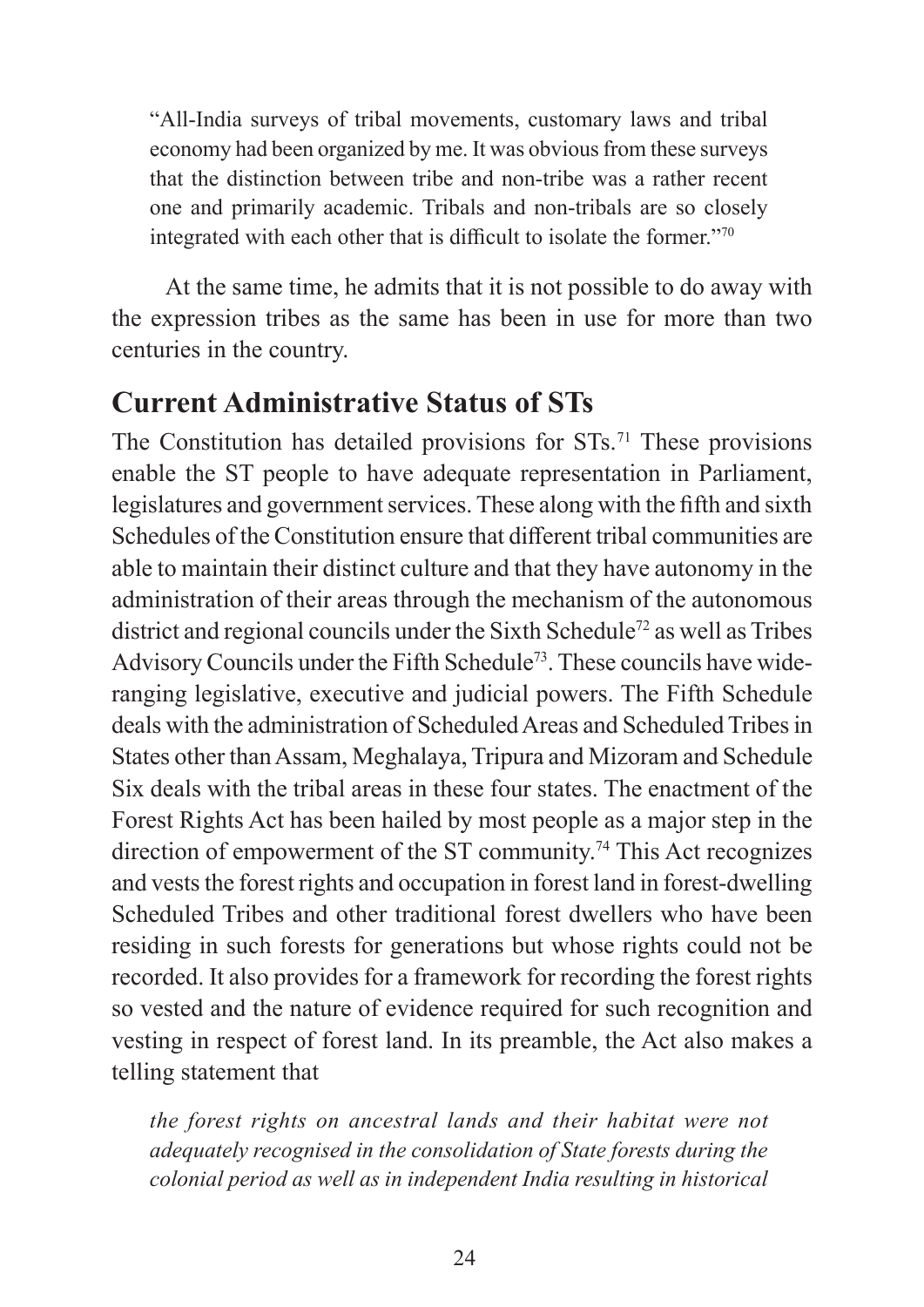> "All-India surveys of tribal movements, customary laws and tribal economy had been organized by me. It was obvious from these surveys that the distinction between tribe and non-tribe was a rather recent one and primarily academic. Tribals and non-tribals are so closely integrated with each other that is difficult to isolate the former."[70]

At the same time, he admits that it is not possible to do away with the expression tribes as the same has been in use for more than two centuries in the country.

## Current Administrative Status of STs

The Constitution has detailed provisions for STs.[71] These provisions enable the ST people to have adequate representation in Parliament, legislatures and government services. These along with the fifth and sixth Schedules of the Constitution ensure that different tribal communities are able to maintain their distinct culture and that they have autonomy in the administration of their areas through the mechanism of the autonomous district and regional councils under the Sixth Schedule[72] as well as Tribes Advisory Councils under the Fifth Schedule[73]. These councils have wide-ranging legislative, executive and judicial powers. The Fifth Schedule deals with the administration of Scheduled Areas and Scheduled Tribes in States other than Assam, Meghalaya, Tripura and Mizoram and Schedule Six deals with the tribal areas in these four states. The enactment of the Forest Rights Act has been hailed by most people as a major step in the direction of empowerment of the ST community.[74] This Act recognizes and vests the forest rights and occupation in forest land in forest-dwelling Scheduled Tribes and other traditional forest dwellers who have been residing in such forests for generations but whose rights could not be recorded. It also provides for a framework for recording the forest rights so vested and the nature of evidence required for such recognition and vesting in respect of forest land. In its preamble, the Act also makes a telling statement that

> *the forest rights on ancestral lands and their habitat were not adequately recognised in the consolidation of State forests during the colonial period as well as in independent India resulting in historical*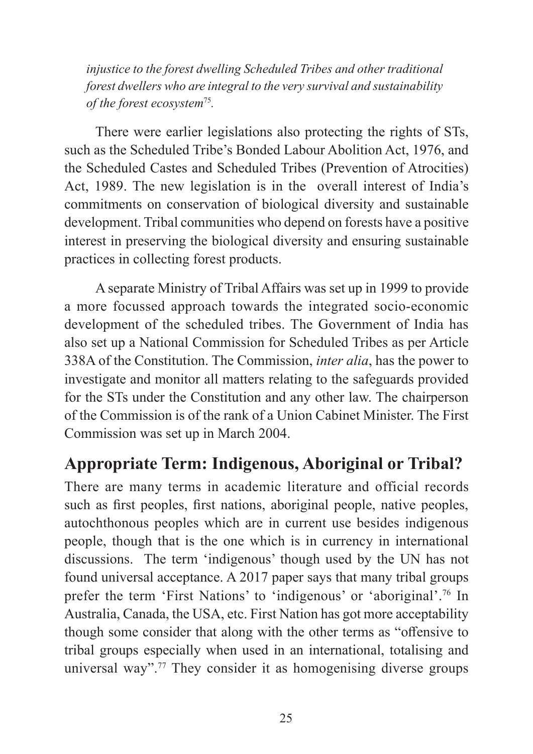*injustice to the forest dwelling Scheduled Tribes and other traditional forest dwellers who are integral to the very survival and sustainability of the forest ecosystem*[75].

There were earlier legislations also protecting the rights of STs, such as the Scheduled Tribe's Bonded Labour Abolition Act, 1976, and the Scheduled Castes and Scheduled Tribes (Prevention of Atrocities) Act, 1989. The new legislation is in the overall interest of India's commitments on conservation of biological diversity and sustainable development. Tribal communities who depend on forests have a positive interest in preserving the biological diversity and ensuring sustainable practices in collecting forest products.

A separate Ministry of Tribal Affairs was set up in 1999 to provide a more focussed approach towards the integrated socio-economic development of the scheduled tribes. The Government of India has also set up a National Commission for Scheduled Tribes as per Article 338A of the Constitution. The Commission, *inter alia*, has the power to investigate and monitor all matters relating to the safeguards provided for the STs under the Constitution and any other law. The chairperson of the Commission is of the rank of a Union Cabinet Minister. The First Commission was set up in March 2004.

## Appropriate Term: Indigenous, Aboriginal or Tribal?

There are many terms in academic literature and official records such as first peoples, first nations, aboriginal people, native peoples, autochthonous peoples which are in current use besides indigenous people, though that is the one which is in currency in international discussions. The term 'indigenous' though used by the UN has not found universal acceptance. A 2017 paper says that many tribal groups prefer the term 'First Nations' to 'indigenous' or 'aboriginal'.[76] In Australia, Canada, the USA, etc. First Nation has got more acceptability though some consider that along with the other terms as "offensive to tribal groups especially when used in an international, totalising and universal way".[77] They consider it as homogenising diverse groups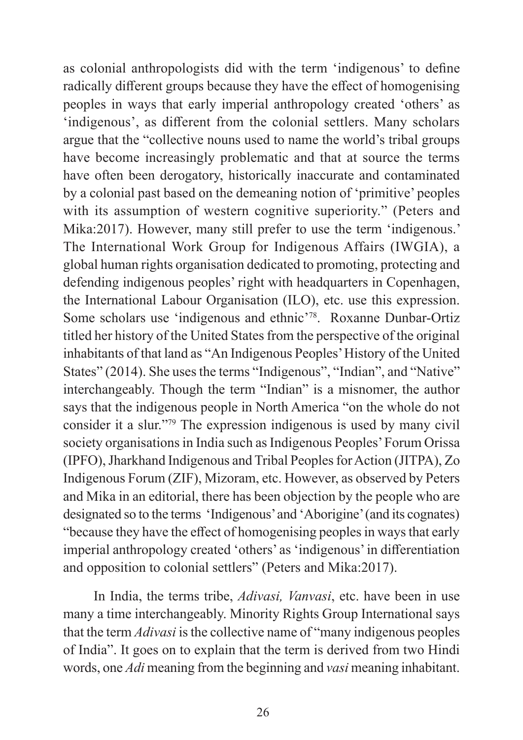as colonial anthropologists did with the term 'indigenous' to define radically different groups because they have the effect of homogenising peoples in ways that early imperial anthropology created 'others' as 'indigenous', as different from the colonial settlers. Many scholars argue that the "collective nouns used to name the world's tribal groups have become increasingly problematic and that at source the terms have often been derogatory, historically inaccurate and contaminated by a colonial past based on the demeaning notion of 'primitive' peoples with its assumption of western cognitive superiority." (Peters and Mika:2017). However, many still prefer to use the term 'indigenous.' The International Work Group for Indigenous Affairs (IWGIA), a global human rights organisation dedicated to promoting, protecting and defending indigenous peoples' right with headquarters in Copenhagen, the International Labour Organisation (ILO), etc. use this expression. Some scholars use 'indigenous and ethnic'[78]. Roxanne Dunbar-Ortiz titled her history of the United States from the perspective of the original inhabitants of that land as "An Indigenous Peoples' History of the United States" (2014). She uses the terms "Indigenous", "Indian", and "Native" interchangeably. Though the term "Indian" is a misnomer, the author says that the indigenous people in North America "on the whole do not consider it a slur."[79] The expression indigenous is used by many civil society organisations in India such as Indigenous Peoples' Forum Orissa (IPFO), Jharkhand Indigenous and Tribal Peoples for Action (JITPA), Zo Indigenous Forum (ZIF), Mizoram, etc. However, as observed by Peters and Mika in an editorial, there has been objection by the people who are designated so to the terms 'Indigenous' and 'Aborigine' (and its cognates) "because they have the effect of homogenising peoples in ways that early imperial anthropology created 'others' as 'indigenous' in differentiation and opposition to colonial settlers" (Peters and Mika:2017).

In India, the terms tribe, *Adivasi, Vanvasi*, etc. have been in use many a time interchangeably. Minority Rights Group International says that the term *Adivasi* is the collective name of "many indigenous peoples of India". It goes on to explain that the term is derived from two Hindi words, one *Adi* meaning from the beginning and *vasi* meaning inhabitant.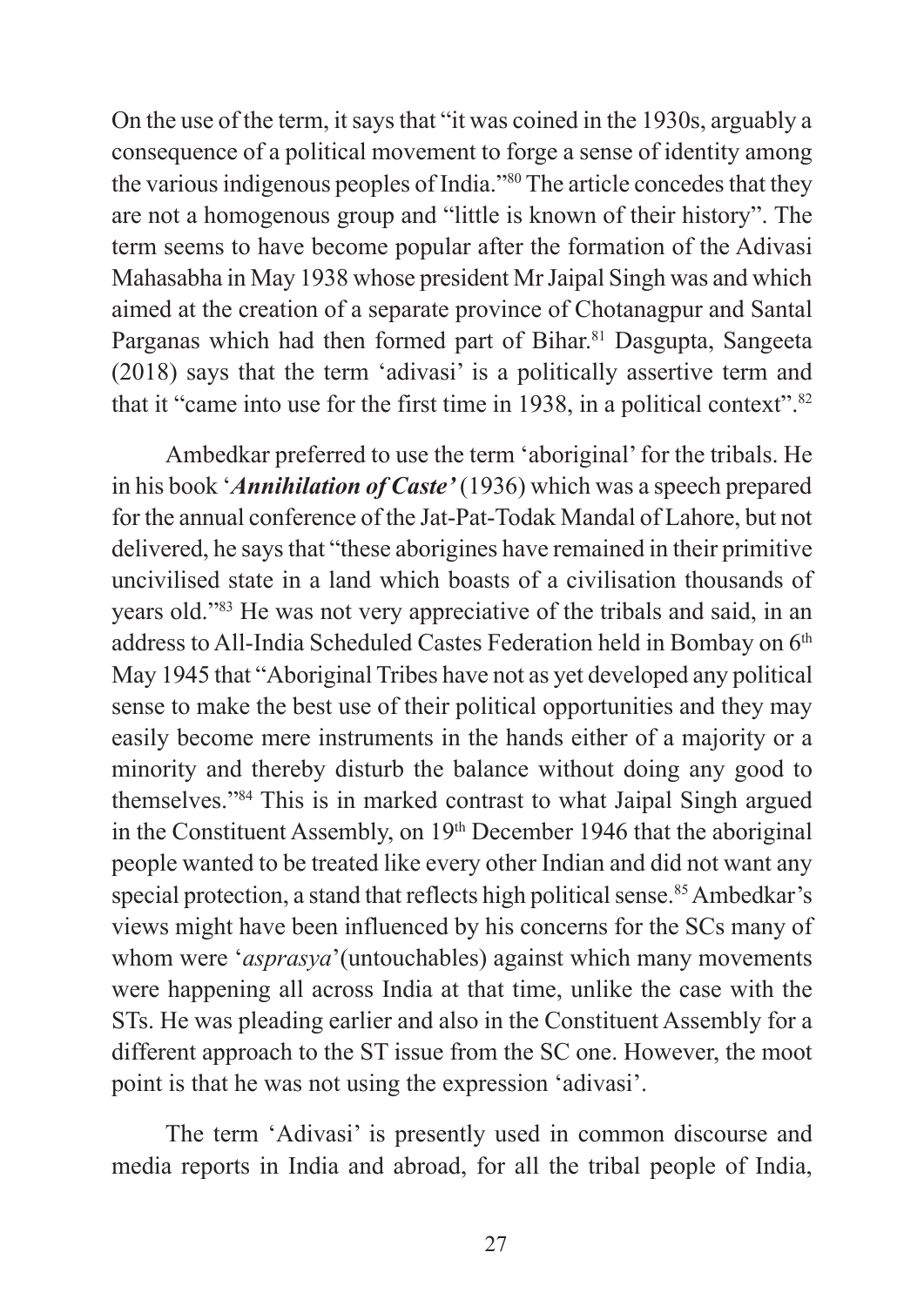On the use of the term, it says that "it was coined in the 1930s, arguably a consequence of a political movement to forge a sense of identity among the various indigenous peoples of India."[80] The article concedes that they are not a homogenous group and "little is known of their history". The term seems to have become popular after the formation of the Adivasi Mahasabha in May 1938 whose president Mr Jaipal Singh was and which aimed at the creation of a separate province of Chotanagpur and Santal Parganas which had then formed part of Bihar.[81] Dasgupta, Sangeeta (2018) says that the term 'adivasi' is a politically assertive term and that it "came into use for the first time in 1938, in a political context".[82]

Ambedkar preferred to use the term 'aboriginal' for the tribals. He in his book '***Annihilation of Caste'*** (1936) which was a speech prepared for the annual conference of the Jat-Pat-Todak Mandal of Lahore, but not delivered, he says that "these aborigines have remained in their primitive uncivilised state in a land which boasts of a civilisation thousands of years old."[83] He was not very appreciative of the tribals and said, in an address to All-India Scheduled Castes Federation held in Bombay on 6th May 1945 that "Aboriginal Tribes have not as yet developed any political sense to make the best use of their political opportunities and they may easily become mere instruments in the hands either of a majority or a minority and thereby disturb the balance without doing any good to themselves."[84] This is in marked contrast to what Jaipal Singh argued in the Constituent Assembly, on 19th December 1946 that the aboriginal people wanted to be treated like every other Indian and did not want any special protection, a stand that reflects high political sense.[85] Ambedkar's views might have been influenced by his concerns for the SCs many of whom were '*asprasya*'(untouchables) against which many movements were happening all across India at that time, unlike the case with the STs. He was pleading earlier and also in the Constituent Assembly for a different approach to the ST issue from the SC one. However, the moot point is that he was not using the expression 'adivasi'.

The term 'Adivasi' is presently used in common discourse and media reports in India and abroad, for all the tribal people of India,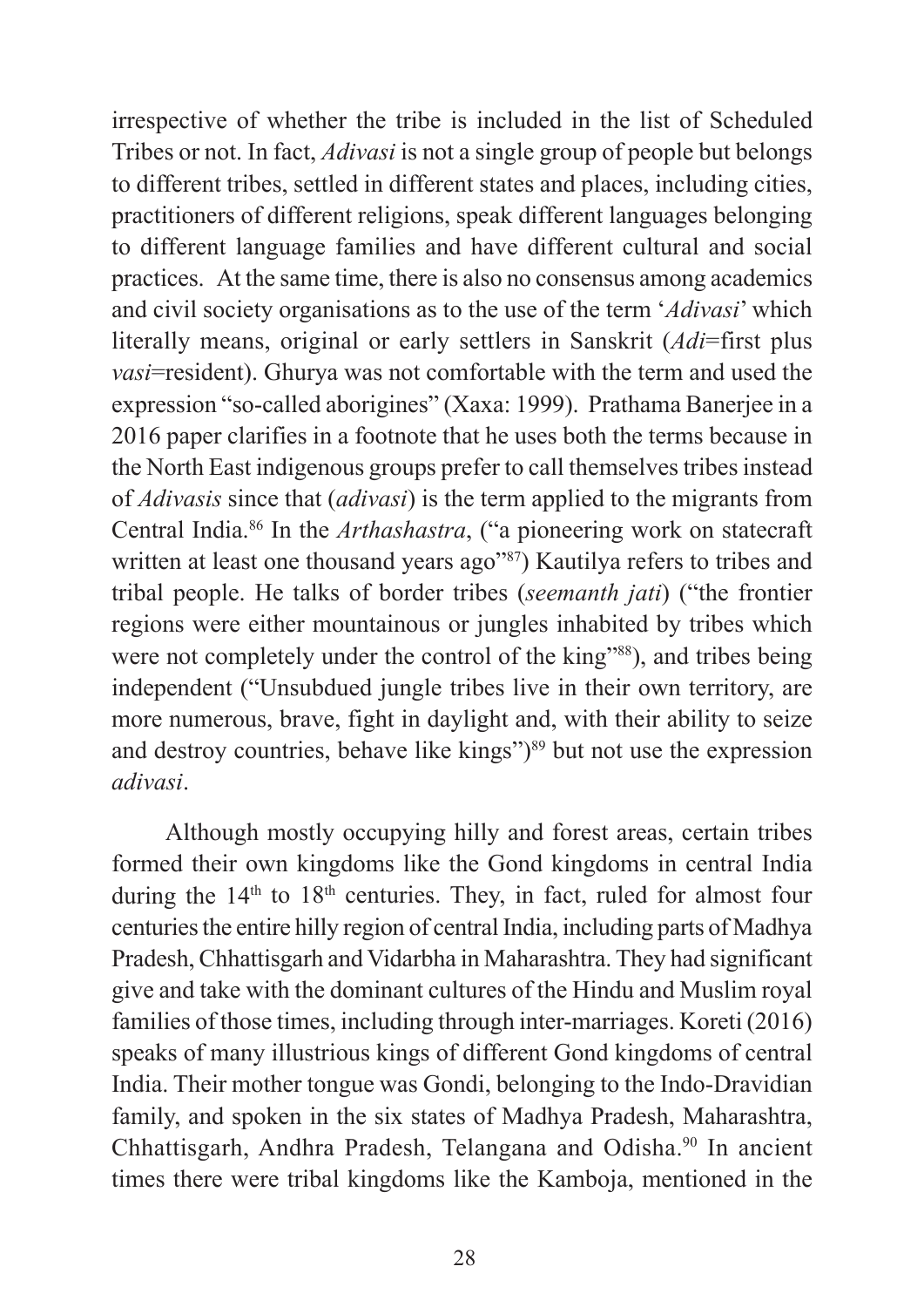irrespective of whether the tribe is included in the list of Scheduled Tribes or not. In fact, *Adivasi* is not a single group of people but belongs to different tribes, settled in different states and places, including cities, practitioners of different religions, speak different languages belonging to different language families and have different cultural and social practices. At the same time, there is also no consensus among academics and civil society organisations as to the use of the term '*Adivasi*' which literally means, original or early settlers in Sanskrit (*Adi*=first plus *vasi*=resident). Ghurya was not comfortable with the term and used the expression "so-called aborigines" (Xaxa: 1999). Prathama Banerjee in a 2016 paper clarifies in a footnote that he uses both the terms because in the North East indigenous groups prefer to call themselves tribes instead of *Adivasis* since that (*adivasi*) is the term applied to the migrants from Central India.[86] In the *Arthashastra*, ("a pioneering work on statecraft written at least one thousand years ago"[87]) Kautilya refers to tribes and tribal people. He talks of border tribes (*seemanth jati*) ("the frontier regions were either mountainous or jungles inhabited by tribes which were not completely under the control of the king"[88]), and tribes being independent ("Unsubdued jungle tribes live in their own territory, are more numerous, brave, fight in daylight and, with their ability to seize and destroy countries, behave like kings")[89] but not use the expression *adivasi*.

Although mostly occupying hilly and forest areas, certain tribes formed their own kingdoms like the Gond kingdoms in central India during the 14th to 18th centuries. They, in fact, ruled for almost four centuries the entire hilly region of central India, including parts of Madhya Pradesh, Chhattisgarh and Vidarbha in Maharashtra. They had significant give and take with the dominant cultures of the Hindu and Muslim royal families of those times, including through inter-marriages. Koreti (2016) speaks of many illustrious kings of different Gond kingdoms of central India. Their mother tongue was Gondi, belonging to the Indo-Dravidian family, and spoken in the six states of Madhya Pradesh, Maharashtra, Chhattisgarh, Andhra Pradesh, Telangana and Odisha.[90] In ancient times there were tribal kingdoms like the Kamboja, mentioned in the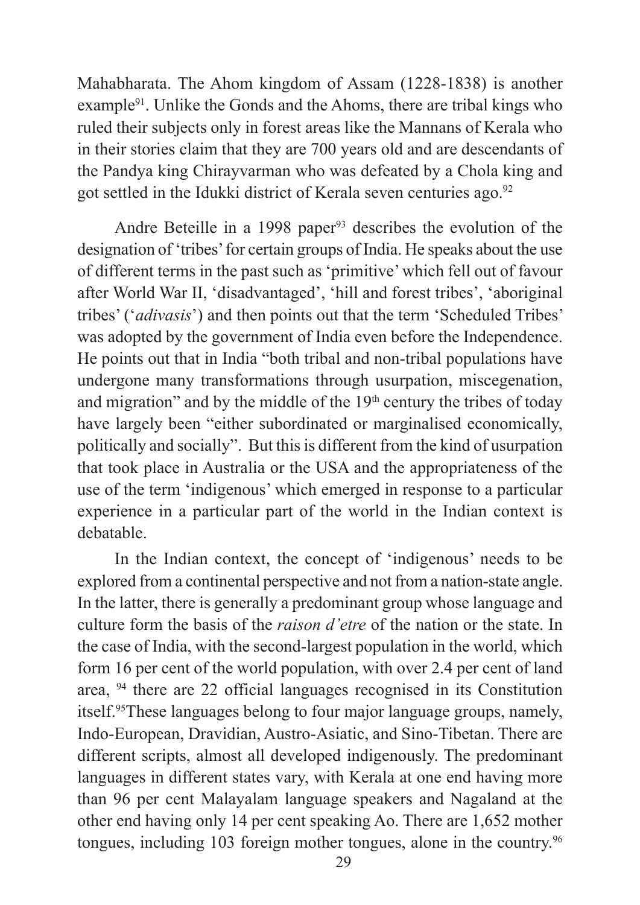Mahabharata. The Ahom kingdom of Assam (1228-1838) is another example[91]. Unlike the Gonds and the Ahoms, there are tribal kings who ruled their subjects only in forest areas like the Mannans of Kerala who in their stories claim that they are 700 years old and are descendants of the Pandya king Chirayvarman who was defeated by a Chola king and got settled in the Idukki district of Kerala seven centuries ago.[92]

Andre Beteille in a 1998 paper[93] describes the evolution of the designation of 'tribes' for certain groups of India. He speaks about the use of different terms in the past such as 'primitive' which fell out of favour after World War II, 'disadvantaged', 'hill and forest tribes', 'aboriginal tribes' ('*adivasis*') and then points out that the term 'Scheduled Tribes' was adopted by the government of India even before the Independence. He points out that in India "both tribal and non-tribal populations have undergone many transformations through usurpation, miscegenation, and migration" and by the middle of the 19th century the tribes of today have largely been "either subordinated or marginalised economically, politically and socially". But this is different from the kind of usurpation that took place in Australia or the USA and the appropriateness of the use of the term 'indigenous' which emerged in response to a particular experience in a particular part of the world in the Indian context is debatable.

In the Indian context, the concept of 'indigenous' needs to be explored from a continental perspective and not from a nation-state angle. In the latter, there is generally a predominant group whose language and culture form the basis of the *raison d'etre* of the nation or the state. In the case of India, with the second-largest population in the world, which form 16 per cent of the world population, with over 2.4 per cent of land area, [94] there are 22 official languages recognised in its Constitution itself.[95] These languages belong to four major language groups, namely, Indo-European, Dravidian, Austro-Asiatic, and Sino-Tibetan. There are different scripts, almost all developed indigenously. The predominant languages in different states vary, with Kerala at one end having more than 96 per cent Malayalam language speakers and Nagaland at the other end having only 14 per cent speaking Ao. There are 1,652 mother tongues, including 103 foreign mother tongues, alone in the country.[96]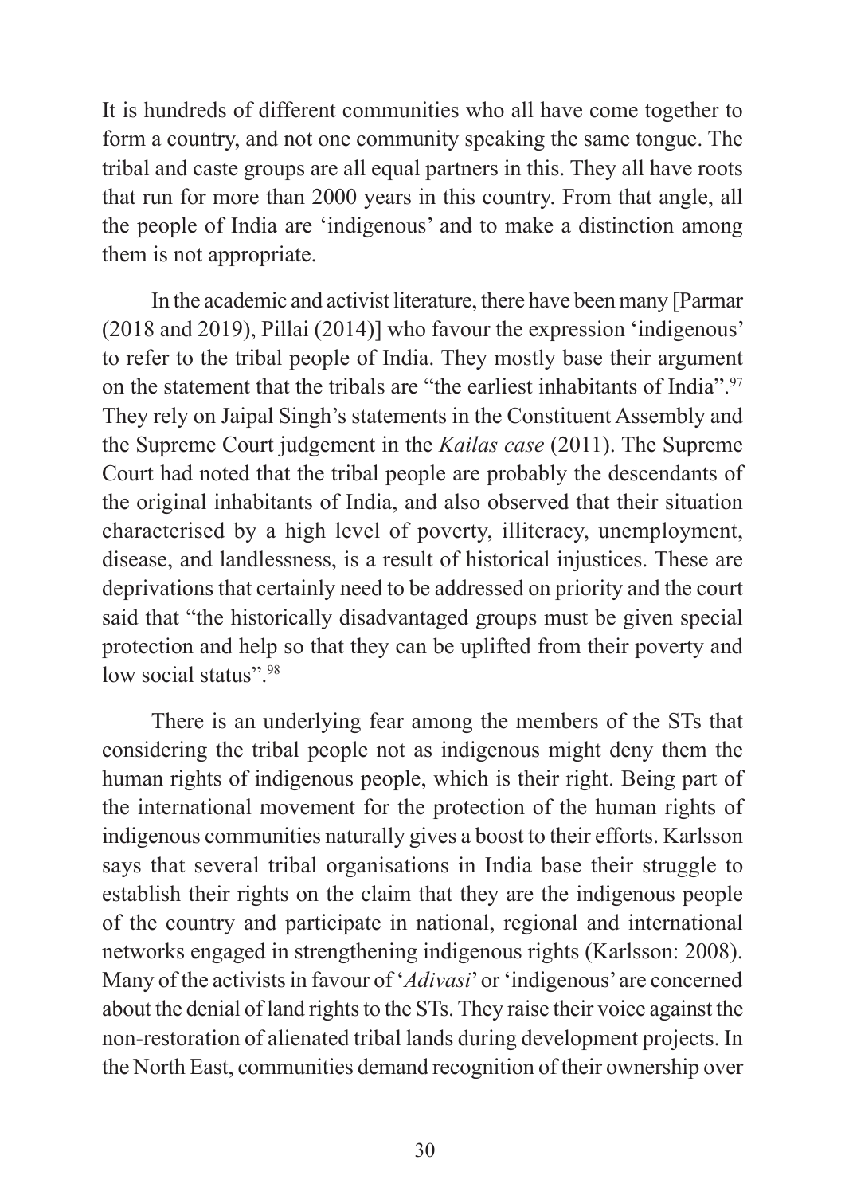It is hundreds of different communities who all have come together to form a country, and not one community speaking the same tongue. The tribal and caste groups are all equal partners in this. They all have roots that run for more than 2000 years in this country. From that angle, all the people of India are 'indigenous' and to make a distinction among them is not appropriate.

In the academic and activist literature, there have been many [Parmar (2018 and 2019), Pillai (2014)] who favour the expression 'indigenous' to refer to the tribal people of India. They mostly base their argument on the statement that the tribals are "the earliest inhabitants of India".[97] They rely on Jaipal Singh's statements in the Constituent Assembly and the Supreme Court judgement in the *Kailas case* (2011). The Supreme Court had noted that the tribal people are probably the descendants of the original inhabitants of India, and also observed that their situation characterised by a high level of poverty, illiteracy, unemployment, disease, and landlessness, is a result of historical injustices. These are deprivations that certainly need to be addressed on priority and the court said that "the historically disadvantaged groups must be given special protection and help so that they can be uplifted from their poverty and low social status".[98]

There is an underlying fear among the members of the STs that considering the tribal people not as indigenous might deny them the human rights of indigenous people, which is their right. Being part of the international movement for the protection of the human rights of indigenous communities naturally gives a boost to their efforts. Karlsson says that several tribal organisations in India base their struggle to establish their rights on the claim that they are the indigenous people of the country and participate in national, regional and international networks engaged in strengthening indigenous rights (Karlsson: 2008). Many of the activists in favour of '*Adivasi*' or 'indigenous' are concerned about the denial of land rights to the STs. They raise their voice against the non-restoration of alienated tribal lands during development projects. In the North East, communities demand recognition of their ownership over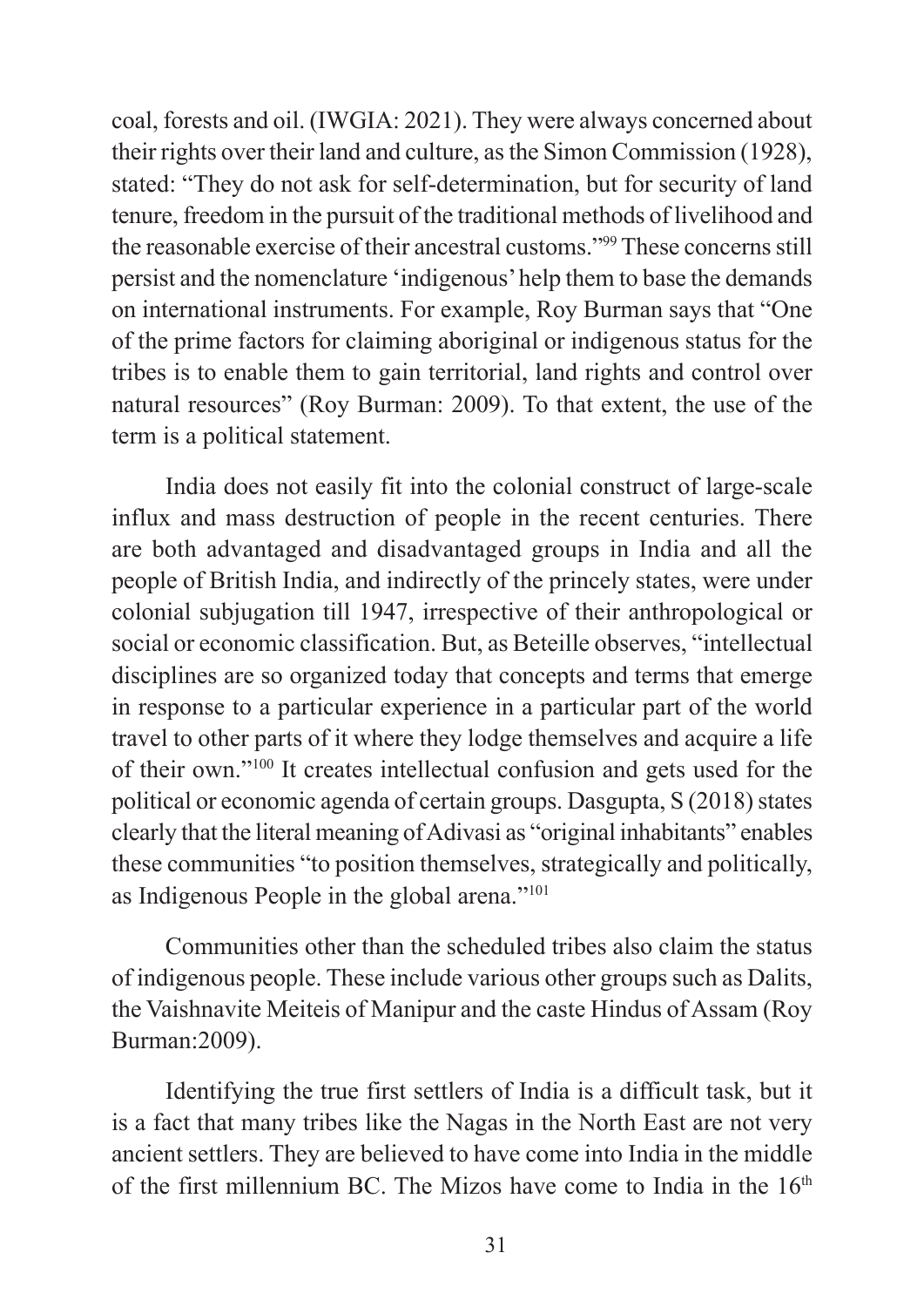coal, forests and oil. (IWGIA: 2021). They were always concerned about their rights over their land and culture, as the Simon Commission (1928), stated: "They do not ask for self-determination, but for security of land tenure, freedom in the pursuit of the traditional methods of livelihood and the reasonable exercise of their ancestral customs."[99] These concerns still persist and the nomenclature 'indigenous' help them to base the demands on international instruments. For example, Roy Burman says that "One of the prime factors for claiming aboriginal or indigenous status for the tribes is to enable them to gain territorial, land rights and control over natural resources" (Roy Burman: 2009). To that extent, the use of the term is a political statement.

India does not easily fit into the colonial construct of large-scale influx and mass destruction of people in the recent centuries. There are both advantaged and disadvantaged groups in India and all the people of British India, and indirectly of the princely states, were under colonial subjugation till 1947, irrespective of their anthropological or social or economic classification. But, as Beteille observes, "intellectual disciplines are so organized today that concepts and terms that emerge in response to a particular experience in a particular part of the world travel to other parts of it where they lodge themselves and acquire a life of their own."[100] It creates intellectual confusion and gets used for the political or economic agenda of certain groups. Dasgupta, S (2018) states clearly that the literal meaning of Adivasi as "original inhabitants" enables these communities "to position themselves, strategically and politically, as Indigenous People in the global arena."[101]

Communities other than the scheduled tribes also claim the status of indigenous people. These include various other groups such as Dalits, the Vaishnavite Meiteis of Manipur and the caste Hindus of Assam (Roy Burman:2009).

Identifying the true first settlers of India is a difficult task, but it is a fact that many tribes like the Nagas in the North East are not very ancient settlers. They are believed to have come into India in the middle of the first millennium BC. The Mizos have come to India in the 16th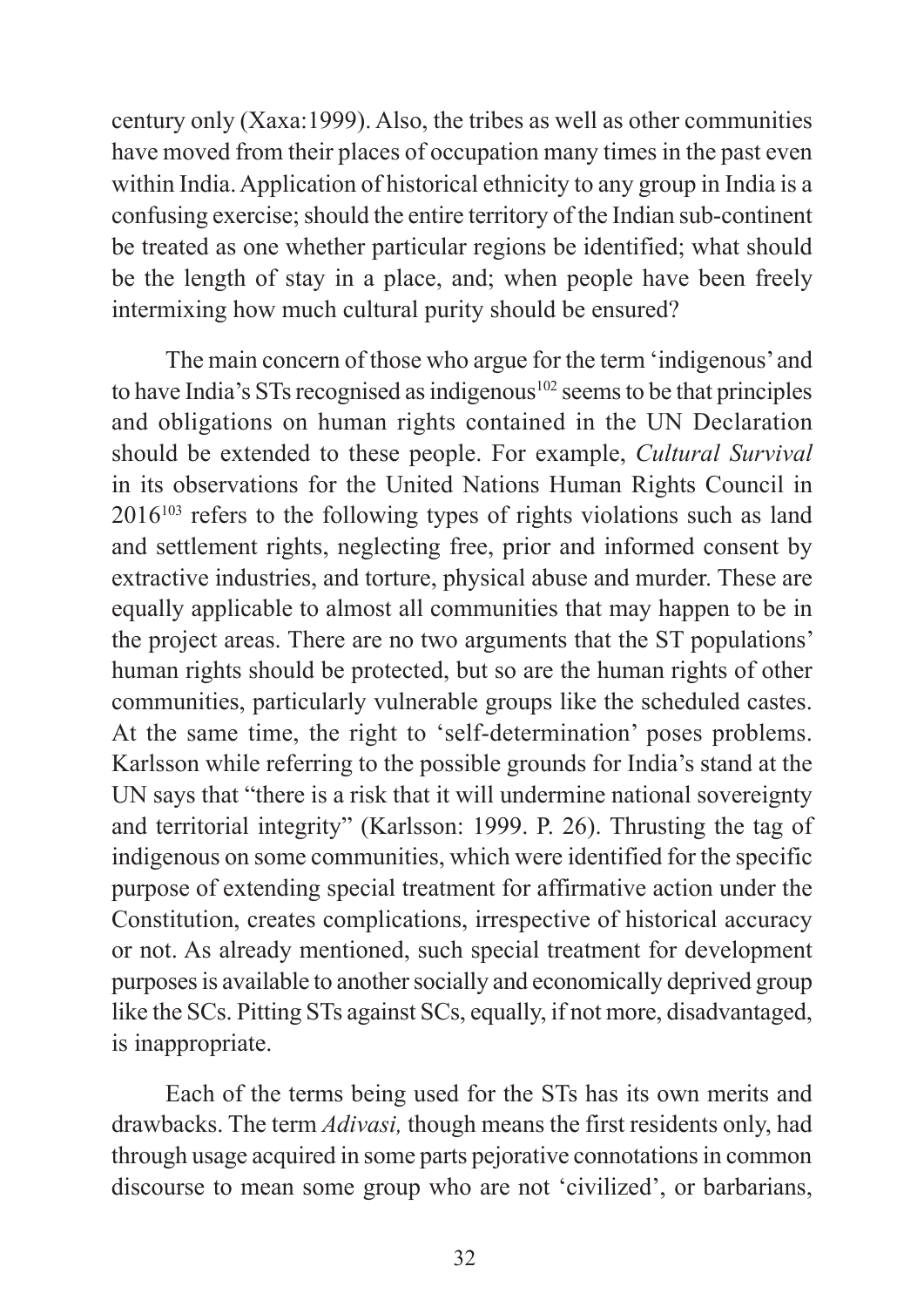century only (Xaxa:1999). Also, the tribes as well as other communities have moved from their places of occupation many times in the past even within India. Application of historical ethnicity to any group in India is a confusing exercise; should the entire territory of the Indian sub-continent be treated as one whether particular regions be identified; what should be the length of stay in a place, and; when people have been freely intermixing how much cultural purity should be ensured?

The main concern of those who argue for the term 'indigenous' and to have India's STs recognised as indigenous[102] seems to be that principles and obligations on human rights contained in the UN Declaration should be extended to these people. For example, *Cultural Survival* in its observations for the United Nations Human Rights Council in 2016[103] refers to the following types of rights violations such as land and settlement rights, neglecting free, prior and informed consent by extractive industries, and torture, physical abuse and murder. These are equally applicable to almost all communities that may happen to be in the project areas. There are no two arguments that the ST populations' human rights should be protected, but so are the human rights of other communities, particularly vulnerable groups like the scheduled castes. At the same time, the right to 'self-determination' poses problems. Karlsson while referring to the possible grounds for India's stand at the UN says that "there is a risk that it will undermine national sovereignty and territorial integrity" (Karlsson: 1999. P. 26). Thrusting the tag of indigenous on some communities, which were identified for the specific purpose of extending special treatment for affirmative action under the Constitution, creates complications, irrespective of historical accuracy or not. As already mentioned, such special treatment for development purposes is available to another socially and economically deprived group like the SCs. Pitting STs against SCs, equally, if not more, disadvantaged, is inappropriate.

Each of the terms being used for the STs has its own merits and drawbacks. The term *Adivasi,* though means the first residents only, had through usage acquired in some parts pejorative connotations in common discourse to mean some group who are not 'civilized', or barbarians,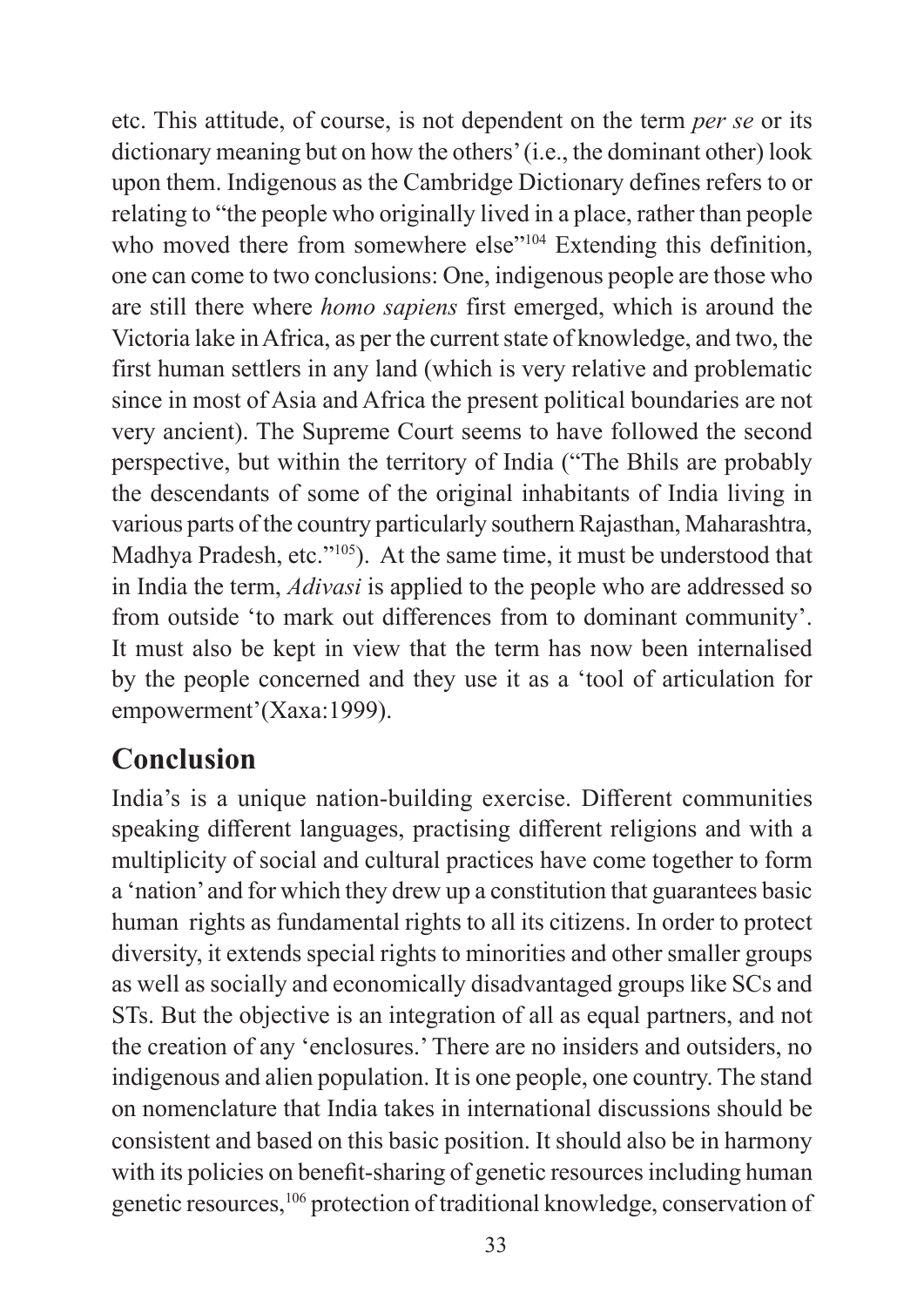etc. This attitude, of course, is not dependent on the term *per se* or its dictionary meaning but on how the others' (i.e., the dominant other) look upon them. Indigenous as the Cambridge Dictionary defines refers to or relating to "the people who originally lived in a place, rather than people who moved there from somewhere else"[104] Extending this definition, one can come to two conclusions: One, indigenous people are those who are still there where *homo sapiens* first emerged, which is around the Victoria lake in Africa, as per the current state of knowledge, and two, the first human settlers in any land (which is very relative and problematic since in most of Asia and Africa the present political boundaries are not very ancient). The Supreme Court seems to have followed the second perspective, but within the territory of India ("The Bhils are probably the descendants of some of the original inhabitants of India living in various parts of the country particularly southern Rajasthan, Maharashtra, Madhya Pradesh, etc."[105]). At the same time, it must be understood that in India the term, *Adivasi* is applied to the people who are addressed so from outside 'to mark out differences from to dominant community'. It must also be kept in view that the term has now been internalised by the people concerned and they use it as a 'tool of articulation for empowerment'(Xaxa:1999).

## Conclusion

India's is a unique nation-building exercise. Different communities speaking different languages, practising different religions and with a multiplicity of social and cultural practices have come together to form a 'nation' and for which they drew up a constitution that guarantees basic human rights as fundamental rights to all its citizens. In order to protect diversity, it extends special rights to minorities and other smaller groups as well as socially and economically disadvantaged groups like SCs and STs. But the objective is an integration of all as equal partners, and not the creation of any 'enclosures.' There are no insiders and outsiders, no indigenous and alien population. It is one people, one country. The stand on nomenclature that India takes in international discussions should be consistent and based on this basic position. It should also be in harmony with its policies on benefit-sharing of genetic resources including human genetic resources,[106] protection of traditional knowledge, conservation of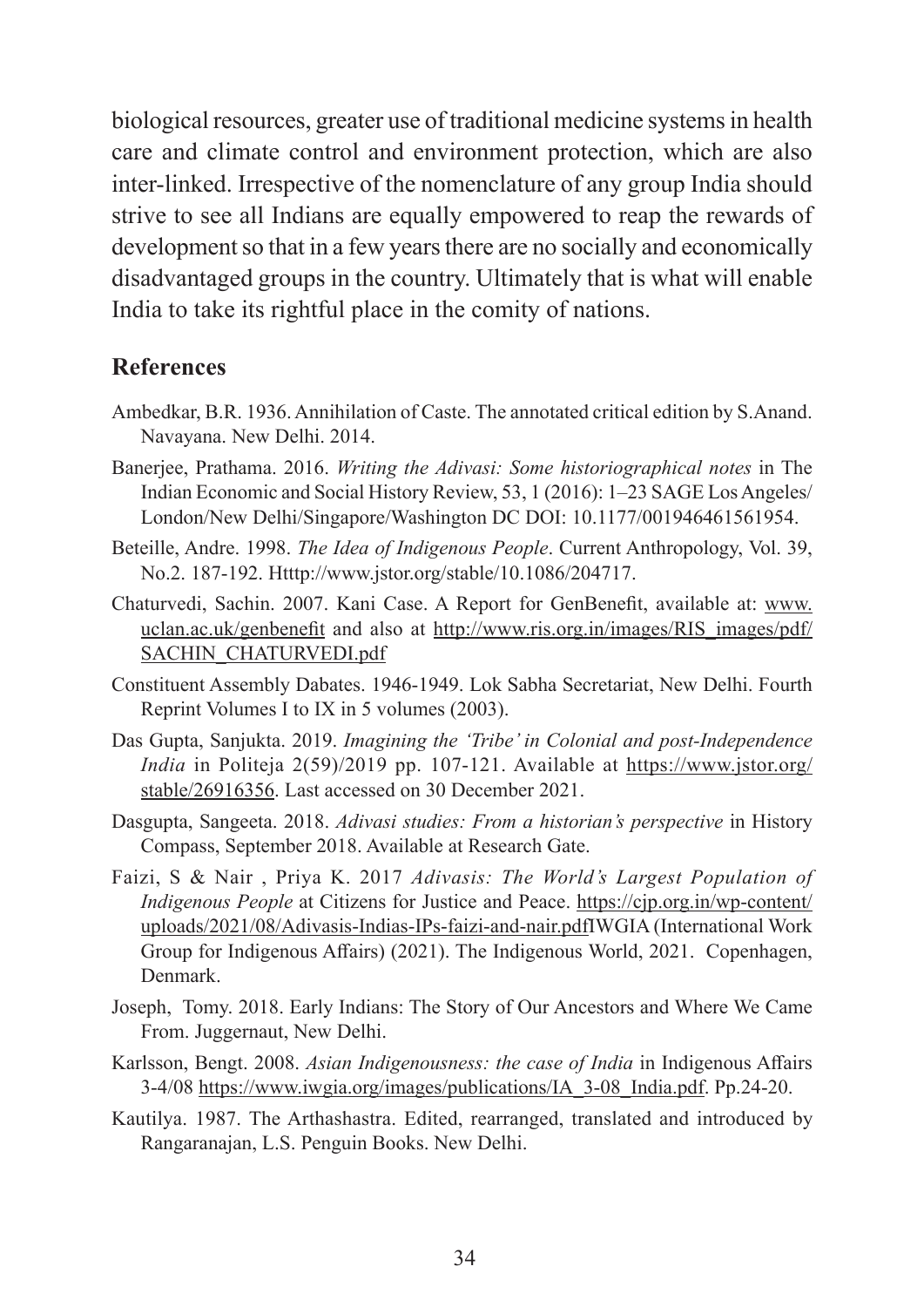biological resources, greater use of traditional medicine systems in health care and climate control and environment protection, which are also inter-linked. Irrespective of the nomenclature of any group India should strive to see all Indians are equally empowered to reap the rewards of development so that in a few years there are no socially and economically disadvantaged groups in the country. Ultimately that is what will enable India to take its rightful place in the comity of nations.

## References

Ambedkar, B.R. 1936. Annihilation of Caste. The annotated critical edition by S.Anand. Navayana. New Delhi. 2014.

Banerjee, Prathama. 2016. *Writing the Adivasi: Some historiographical notes* in The Indian Economic and Social History Review, 53, 1 (2016): 1–23 SAGE Los Angeles/London/New Delhi/Singapore/Washington DC DOI: 10.1177/001946461561954.

Beteille, Andre. 1998. *The Idea of Indigenous People*. Current Anthropology, Vol. 39, No.2. 187-192. Htttp://www.jstor.org/stable/10.1086/204717.

Chaturvedi, Sachin. 2007. Kani Case. A Report for GenBenefit, available at: www.uclan.ac.uk/genbenefit and also at http://www.ris.org.in/images/RIS_images/pdf/SACHIN_CHATURVEDI.pdf

Constituent Assembly Dabates. 1946-1949. Lok Sabha Secretariat, New Delhi. Fourth Reprint Volumes I to IX in 5 volumes (2003).

Das Gupta, Sanjukta. 2019. *Imagining the 'Tribe' in Colonial and post-Independence India* in Politeja 2(59)/2019 pp. 107-121. Available at https://www.jstor.org/stable/26916356. Last accessed on 30 December 2021.

Dasgupta, Sangeeta. 2018. *Adivasi studies: From a historian's perspective* in History Compass, September 2018. Available at Research Gate.

Faizi, S & Nair , Priya K. 2017 *Adivasis: The World's Largest Population of Indigenous People* at Citizens for Justice and Peace. https://cjp.org.in/wp-content/uploads/2021/08/Adivasis-Indias-IPs-faizi-and-nair.pdfIWGIA (International Work Group for Indigenous Affairs) (2021). The Indigenous World, 2021. Copenhagen, Denmark.

Joseph, Tomy. 2018. Early Indians: The Story of Our Ancestors and Where We Came From. Juggernaut, New Delhi.

Karlsson, Bengt. 2008. *Asian Indigenousness: the case of India* in Indigenous Affairs 3-4/08 https://www.iwgia.org/images/publications/IA_3-08_India.pdf. Pp.24-20.

Kautilya. 1987. The Arthashastra. Edited, rearranged, translated and introduced by Rangaranajan, L.S. Penguin Books. New Delhi.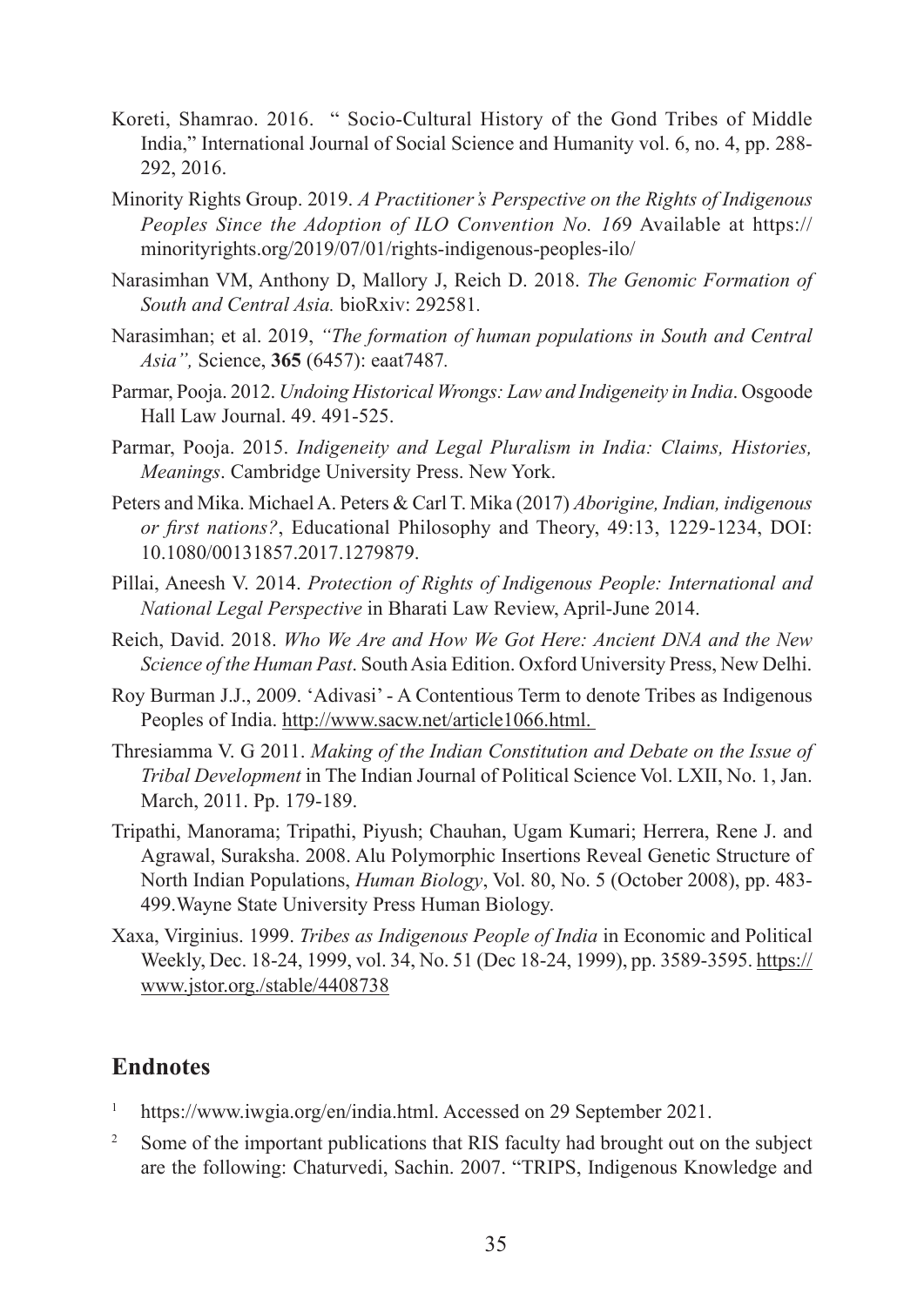Koreti, Shamrao. 2016. " Socio-Cultural History of the Gond Tribes of Middle India," International Journal of Social Science and Humanity vol. 6, no. 4, pp. 288-292, 2016.

Minority Rights Group. 2019. *A Practitioner's Perspective on the Rights of Indigenous Peoples Since the Adoption of ILO Convention No. 16*9 Available at https://minorityrights.org/2019/07/01/rights-indigenous-peoples-ilo/

Narasimhan VM, Anthony D, Mallory J, Reich D. 2018. *The Genomic Formation of South and Central Asia.* bioRxiv: 292581.

Narasimhan; et al. 2019, *"The formation of human populations in South and Central Asia",* Science, **365** (6457): eaat7487*.*

Parmar, Pooja. 2012. *Undoing Historical Wrongs: Law and Indigeneity in India*. Osgoode Hall Law Journal. 49. 491-525.

Parmar, Pooja. 2015. *Indigeneity and Legal Pluralism in India: Claims, Histories, Meanings*. Cambridge University Press. New York.

Peters and Mika. Michael A. Peters & Carl T. Mika (2017) *Aborigine, Indian, indigenous or first nations?*, Educational Philosophy and Theory, 49:13, 1229-1234, DOI: 10.1080/00131857.2017.1279879.

Pillai, Aneesh V. 2014. *Protection of Rights of Indigenous People: International and National Legal Perspective* in Bharati Law Review, April-June 2014.

Reich, David. 2018. *Who We Are and How We Got Here: Ancient DNA and the New Science of the Human Past*. South Asia Edition. Oxford University Press, New Delhi.

Roy Burman J.J., 2009. 'Adivasi' - A Contentious Term to denote Tribes as Indigenous Peoples of India. http://www.sacw.net/article1066.html.

Thresiamma V. G 2011. *Making of the Indian Constitution and Debate on the Issue of Tribal Development* in The Indian Journal of Political Science Vol. LXII, No. 1, Jan. March, 2011. Pp. 179-189.

Tripathi, Manorama; Tripathi, Piyush; Chauhan, Ugam Kumari; Herrera, Rene J. and Agrawal, Suraksha. 2008. Alu Polymorphic Insertions Reveal Genetic Structure of North Indian Populations, *Human Biology*, Vol. 80, No. 5 (October 2008), pp. 483-499.Wayne State University Press Human Biology.

Xaxa, Virginius. 1999. *Tribes as Indigenous People of India* in Economic and Political Weekly, Dec. 18-24, 1999, vol. 34, No. 51 (Dec 18-24, 1999), pp. 3589-3595. https://www.jstor.org./stable/4408738

## Endnotes

[1] https://www.iwgia.org/en/india.html. Accessed on 29 September 2021.

[2] Some of the important publications that RIS faculty had brought out on the subject are the following: Chaturvedi, Sachin. 2007. "TRIPS, Indigenous Knowledge and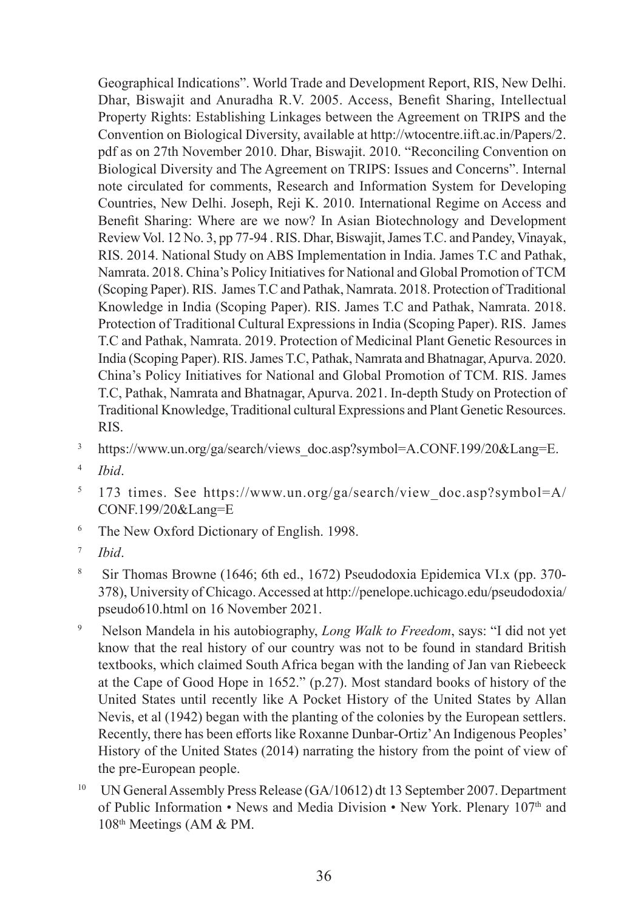Geographical Indications". World Trade and Development Report, RIS, New Delhi. Dhar, Biswajit and Anuradha R.V. 2005. Access, Benefit Sharing, Intellectual Property Rights: Establishing Linkages between the Agreement on TRIPS and the Convention on Biological Diversity, available at http://wtocentre.iift.ac.in/Papers/2.pdf as on 27th November 2010. Dhar, Biswajit. 2010. "Reconciling Convention on Biological Diversity and The Agreement on TRIPS: Issues and Concerns". Internal note circulated for comments, Research and Information System for Developing Countries, New Delhi. Joseph, Reji K. 2010. International Regime on Access and Benefit Sharing: Where are we now? In Asian Biotechnology and Development Review Vol. 12 No. 3, pp 77-94 . RIS. Dhar, Biswajit, James T.C. and Pandey, Vinayak, RIS. 2014. National Study on ABS Implementation in India. James T.C and Pathak, Namrata. 2018. China's Policy Initiatives for National and Global Promotion of TCM (Scoping Paper). RIS. James T.C and Pathak, Namrata. 2018. Protection of Traditional Knowledge in India (Scoping Paper). RIS. James T.C and Pathak, Namrata. 2018. Protection of Traditional Cultural Expressions in India (Scoping Paper). RIS. James T.C and Pathak, Namrata. 2019. Protection of Medicinal Plant Genetic Resources in India (Scoping Paper). RIS. James T.C, Pathak, Namrata and Bhatnagar, Apurva. 2020. China's Policy Initiatives for National and Global Promotion of TCM. RIS. James T.C, Pathak, Namrata and Bhatnagar, Apurva. 2021. In-depth Study on Protection of Traditional Knowledge, Traditional cultural Expressions and Plant Genetic Resources. RIS.

[3] https://www.un.org/ga/search/views_doc.asp?symbol=A.CONF.199/20&Lang=E.

[4] *Ibid*.

[5] 173 times. See https://www.un.org/ga/search/view_doc.asp?symbol=A/CONF.199/20&Lang=E

[6] The New Oxford Dictionary of English. 1998.

[7] *Ibid*.

[8] Sir Thomas Browne (1646; 6th ed., 1672) Pseudodoxia Epidemica VI.x (pp. 370-378), University of Chicago. Accessed at http://penelope.uchicago.edu/pseudodoxia/pseudo610.html on 16 November 2021.

[9] Nelson Mandela in his autobiography, *Long Walk to Freedom*, says: "I did not yet know that the real history of our country was not to be found in standard British textbooks, which claimed South Africa began with the landing of Jan van Riebeeck at the Cape of Good Hope in 1652." (p.27). Most standard books of history of the United States until recently like A Pocket History of the United States by Allan Nevis, et al (1942) began with the planting of the colonies by the European settlers. Recently, there has been efforts like Roxanne Dunbar-Ortiz' An Indigenous Peoples' History of the United States (2014) narrating the history from the point of view of the pre-European people.

[10] UN General Assembly Press Release (GA/10612) dt 13 September 2007. Department of Public Information • News and Media Division • New York. Plenary 107th and 108th Meetings (AM & PM.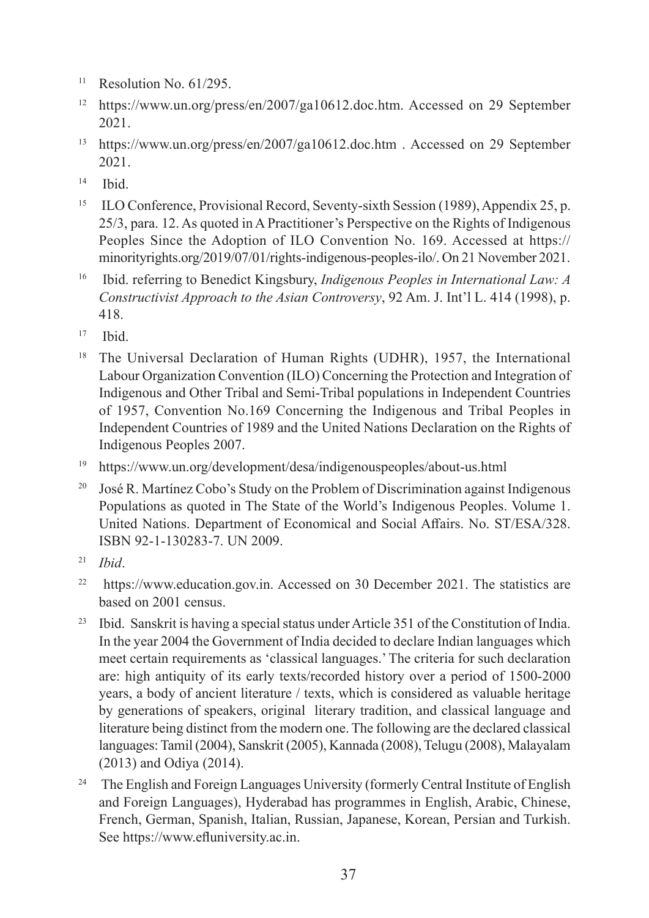[11] Resolution No. 61/295.

[12] https://www.un.org/press/en/2007/ga10612.doc.htm. Accessed on 29 September 2021.

[13] https://www.un.org/press/en/2007/ga10612.doc.htm . Accessed on 29 September 2021.

[14] Ibid.

[15] ILO Conference, Provisional Record, Seventy-sixth Session (1989), Appendix 25, p. 25/3, para. 12. As quoted in A Practitioner's Perspective on the Rights of Indigenous Peoples Since the Adoption of ILO Convention No. 169. Accessed at https://minorityrights.org/2019/07/01/rights-indigenous-peoples-ilo/. On 21 November 2021.

[16] Ibid. referring to Benedict Kingsbury, *Indigenous Peoples in International Law: A Constructivist Approach to the Asian Controversy*, 92 Am. J. Int'l L. 414 (1998), p. 418.

[17] Ibid.

[18] The Universal Declaration of Human Rights (UDHR), 1957, the International Labour Organization Convention (ILO) Concerning the Protection and Integration of Indigenous and Other Tribal and Semi-Tribal populations in Independent Countries of 1957, Convention No.169 Concerning the Indigenous and Tribal Peoples in Independent Countries of 1989 and the United Nations Declaration on the Rights of Indigenous Peoples 2007.

[19] https://www.un.org/development/desa/indigenouspeoples/about-us.html

[20] José R. Martínez Cobo's Study on the Problem of Discrimination against Indigenous Populations as quoted in The State of the World's Indigenous Peoples. Volume 1. United Nations. Department of Economical and Social Affairs. No. ST/ESA/328. ISBN 92-1-130283-7. UN 2009.

[21] *Ibid*.

[22] https://www.education.gov.in. Accessed on 30 December 2021. The statistics are based on 2001 census.

[23] Ibid. Sanskrit is having a special status under Article 351 of the Constitution of India. In the year 2004 the Government of India decided to declare Indian languages which meet certain requirements as 'classical languages.' The criteria for such declaration are: high antiquity of its early texts/recorded history over a period of 1500-2000 years, a body of ancient literature / texts, which is considered as valuable heritage by generations of speakers, original literary tradition, and classical language and literature being distinct from the modern one. The following are the declared classical languages: Tamil (2004), Sanskrit (2005), Kannada (2008), Telugu (2008), Malayalam (2013) and Odiya (2014).

[24] The English and Foreign Languages University (formerly Central Institute of English and Foreign Languages), Hyderabad has programmes in English, Arabic, Chinese, French, German, Spanish, Italian, Russian, Japanese, Korean, Persian and Turkish. See https://www.efluniversity.ac.in.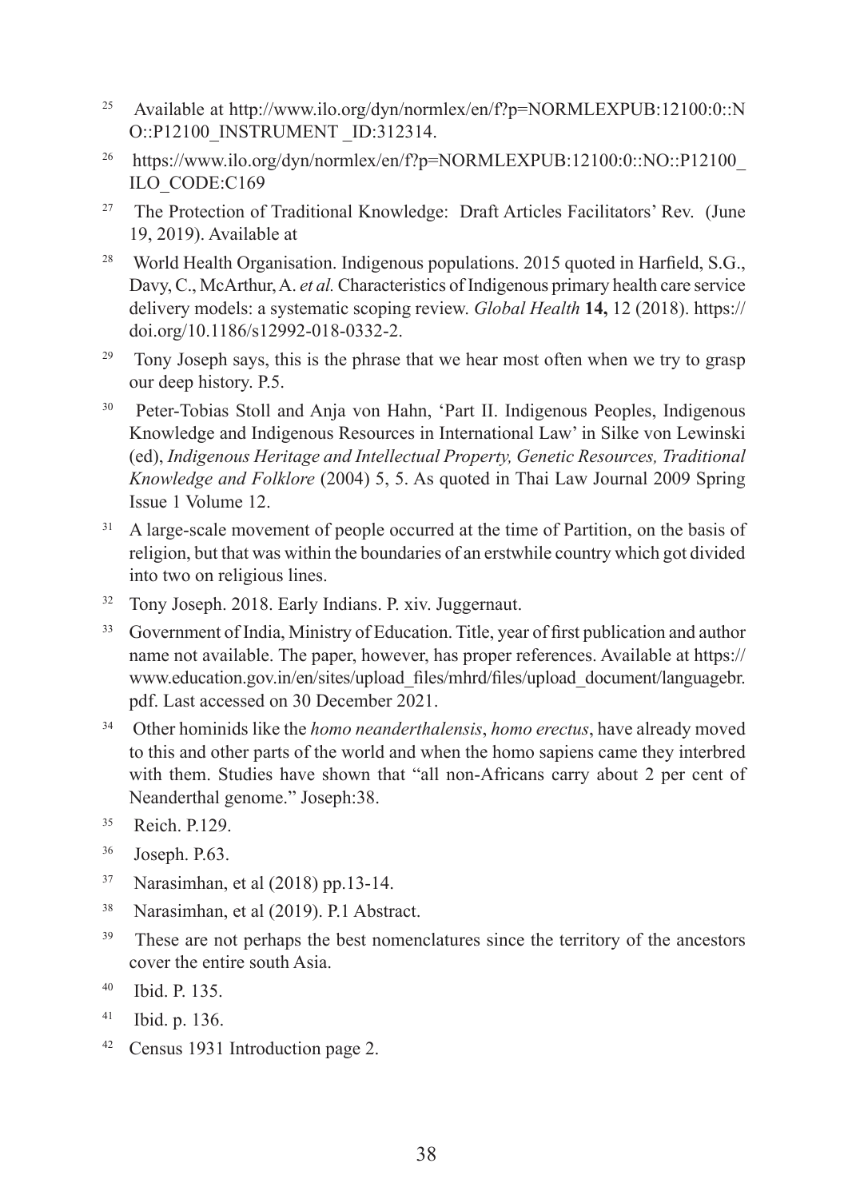[25] Available at http://www.ilo.org/dyn/normlex/en/f?p=NORMLEXPUB:12100:0::NO::P12100_INSTRUMENT _ID:312314.

[26] https://www.ilo.org/dyn/normlex/en/f?p=NORMLEXPUB:12100:0::NO::P12100_ILO_CODE:C169

[27] The Protection of Traditional Knowledge: Draft Articles Facilitators' Rev. (June 19, 2019). Available at

[28] World Health Organisation. Indigenous populations. 2015 quoted in Harfield, S.G., Davy, C., McArthur, A. *et al.* Characteristics of Indigenous primary health care service delivery models: a systematic scoping review. *Global Health* **14,** 12 (2018). https://doi.org/10.1186/s12992-018-0332-2.

[29] Tony Joseph says, this is the phrase that we hear most often when we try to grasp our deep history. P.5.

[30] Peter-Tobias Stoll and Anja von Hahn, 'Part II. Indigenous Peoples, Indigenous Knowledge and Indigenous Resources in International Law' in Silke von Lewinski (ed), *Indigenous Heritage and Intellectual Property, Genetic Resources, Traditional Knowledge and Folklore* (2004) 5, 5. As quoted in Thai Law Journal 2009 Spring Issue 1 Volume 12.

[31] A large-scale movement of people occurred at the time of Partition, on the basis of religion, but that was within the boundaries of an erstwhile country which got divided into two on religious lines.

[32] Tony Joseph. 2018. Early Indians. P. xiv. Juggernaut.

[33] Government of India, Ministry of Education. Title, year of first publication and author name not available. The paper, however, has proper references. Available at https://www.education.gov.in/en/sites/upload_files/mhrd/files/upload_document/languagebr.pdf. Last accessed on 30 December 2021.

[34] Other hominids like the *homo neanderthalensis*, *homo erectus*, have already moved to this and other parts of the world and when the homo sapiens came they interbred with them. Studies have shown that "all non-Africans carry about 2 per cent of Neanderthal genome." Joseph:38.

[35] Reich. P.129.

[36] Joseph. P.63.

[37] Narasimhan, et al (2018) pp.13-14.

[38] Narasimhan, et al (2019). P.1 Abstract.

[39] These are not perhaps the best nomenclatures since the territory of the ancestors cover the entire south Asia.

[40] Ibid. P. 135.

[41] Ibid. p. 136.

[42] Census 1931 Introduction page 2.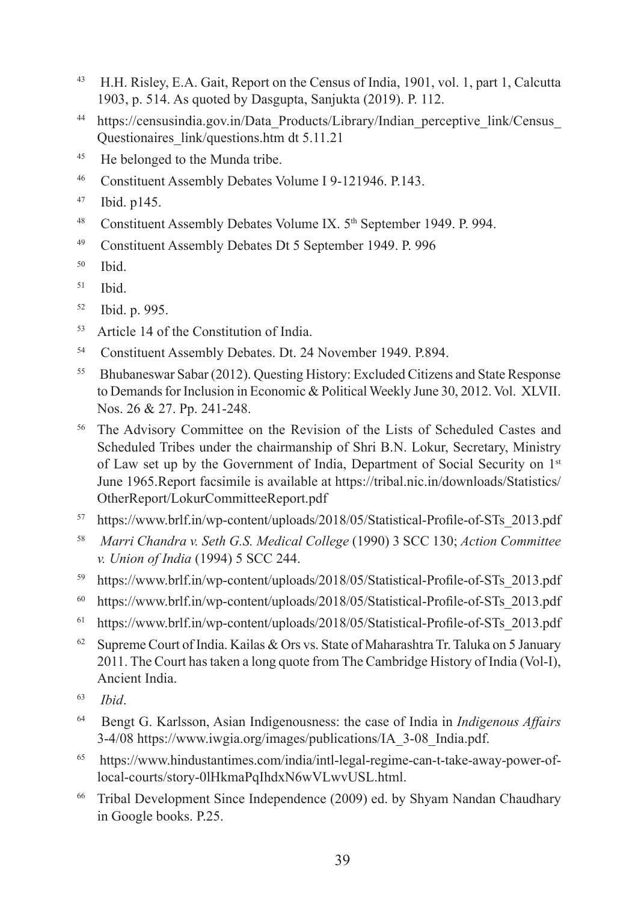[43] H.H. Risley, E.A. Gait, Report on the Census of India, 1901, vol. 1, part 1, Calcutta 1903, p. 514. As quoted by Dasgupta, Sanjukta (2019). P. 112.

[44] https://censusindia.gov.in/Data_Products/Library/Indian_perceptive_link/Census_Questionaires_link/questions.htm dt 5.11.21

[45] He belonged to the Munda tribe.

[46] Constituent Assembly Debates Volume I 9-121946. P.143.

[47] Ibid. p145.

[48] Constituent Assembly Debates Volume IX. 5th September 1949. P. 994.

[49] Constituent Assembly Debates Dt 5 September 1949. P. 996

[50] Ibid.

[51] Ibid.

[52] Ibid. p. 995.

[53] Article 14 of the Constitution of India.

[54] Constituent Assembly Debates. Dt. 24 November 1949. P.894.

[55] Bhubaneswar Sabar (2012). Questing History: Excluded Citizens and State Response to Demands for Inclusion in Economic & Political Weekly June 30, 2012. Vol. XLVII. Nos. 26 & 27. Pp. 241-248.

[56] The Advisory Committee on the Revision of the Lists of Scheduled Castes and Scheduled Tribes under the chairmanship of Shri B.N. Lokur, Secretary, Ministry of Law set up by the Government of India, Department of Social Security on 1st June 1965.Report facsimile is available at https://tribal.nic.in/downloads/Statistics/OtherReport/LokurCommitteeReport.pdf

[57] https://www.brlf.in/wp-content/uploads/2018/05/Statistical-Profile-of-STs_2013.pdf

[58] *Marri Chandra v. Seth G.S. Medical College* (1990) 3 SCC 130; *Action Committee v. Union of India* (1994) 5 SCC 244.

[59] https://www.brlf.in/wp-content/uploads/2018/05/Statistical-Profile-of-STs_2013.pdf

[60] https://www.brlf.in/wp-content/uploads/2018/05/Statistical-Profile-of-STs_2013.pdf

[61] https://www.brlf.in/wp-content/uploads/2018/05/Statistical-Profile-of-STs_2013.pdf

[62] Supreme Court of India. Kailas & Ors vs. State of Maharashtra Tr. Taluka on 5 January 2011. The Court has taken a long quote from The Cambridge History of India (Vol-I), Ancient India.

[63] *Ibid*.

[64] Bengt G. Karlsson, Asian Indigenousness: the case of India in *Indigenous Affairs* 3-4/08 https://www.iwgia.org/images/publications/IA_3-08_India.pdf.

[65] https://www.hindustantimes.com/india/intl-legal-regime-can-t-take-away-power-of-local-courts/story-0lHkmaPqIhdxN6wVLwvUSL.html.

[66] Tribal Development Since Independence (2009) ed. by Shyam Nandan Chaudhary in Google books. P.25.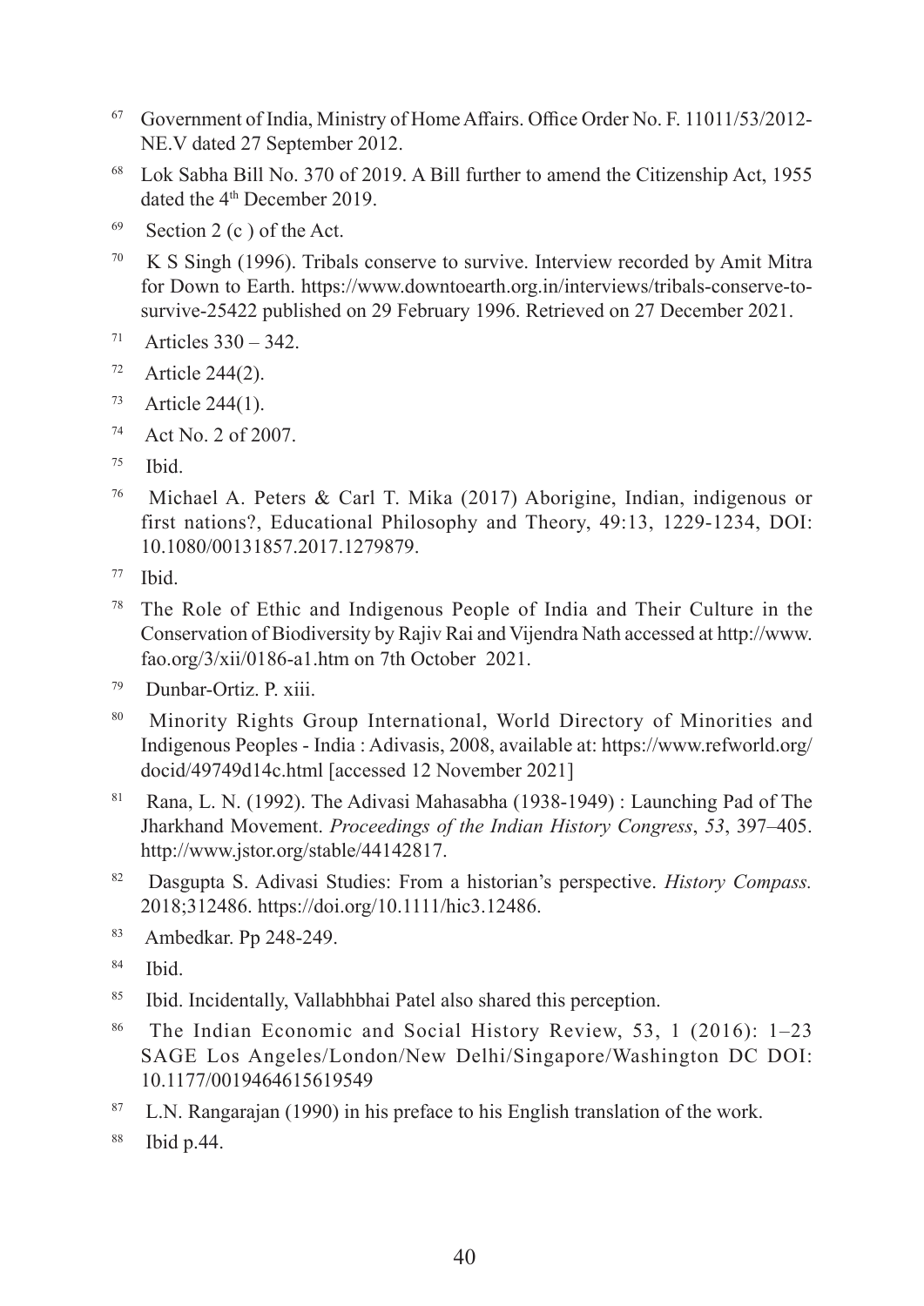[67] Government of India, Ministry of Home Affairs. Office Order No. F. 11011/53/2012-NE.V dated 27 September 2012.

[68] Lok Sabha Bill No. 370 of 2019. A Bill further to amend the Citizenship Act, 1955 dated the 4th December 2019.

[69] Section 2 (c ) of the Act.

[70] K S Singh (1996). Tribals conserve to survive. Interview recorded by Amit Mitra for Down to Earth. https://www.downtoearth.org.in/interviews/tribals-conserve-to-survive-25422 published on 29 February 1996. Retrieved on 27 December 2021.

[71] Articles 330 – 342.

[72] Article 244(2).

[73] Article 244(1).

[74] Act No. 2 of 2007.

[75] Ibid.

[76] Michael A. Peters & Carl T. Mika (2017) Aborigine, Indian, indigenous or first nations?, Educational Philosophy and Theory, 49:13, 1229-1234, DOI: 10.1080/00131857.2017.1279879.

[77] Ibid.

[78] The Role of Ethic and Indigenous People of India and Their Culture in the Conservation of Biodiversity by Rajiv Rai and Vijendra Nath accessed at http://www.fao.org/3/xii/0186-a1.htm on 7th October 2021.

[79] Dunbar-Ortiz. P. xiii.

[80] Minority Rights Group International, World Directory of Minorities and Indigenous Peoples - India : Adivasis, 2008, available at: https://www.refworld.org/docid/49749d14c.html [accessed 12 November 2021]

[81] Rana, L. N. (1992). The Adivasi Mahasabha (1938-1949) : Launching Pad of The Jharkhand Movement. *Proceedings of the Indian History Congress*, *53*, 397–405. http://www.jstor.org/stable/44142817.

[82] Dasgupta S. Adivasi Studies: From a historian's perspective. *History Compass.* 2018;312486. https://doi.org/10.1111/hic3.12486.

[83] Ambedkar. Pp 248-249.

[84] Ibid.

[85] Ibid. Incidentally, Vallabhbhai Patel also shared this perception.

[86] The Indian Economic and Social History Review, 53, 1 (2016): 1–23 SAGE Los Angeles/London/New Delhi/Singapore/Washington DC DOI: 10.1177/0019464615619549

[87] L.N. Rangarajan (1990) in his preface to his English translation of the work.

[88] Ibid p.44.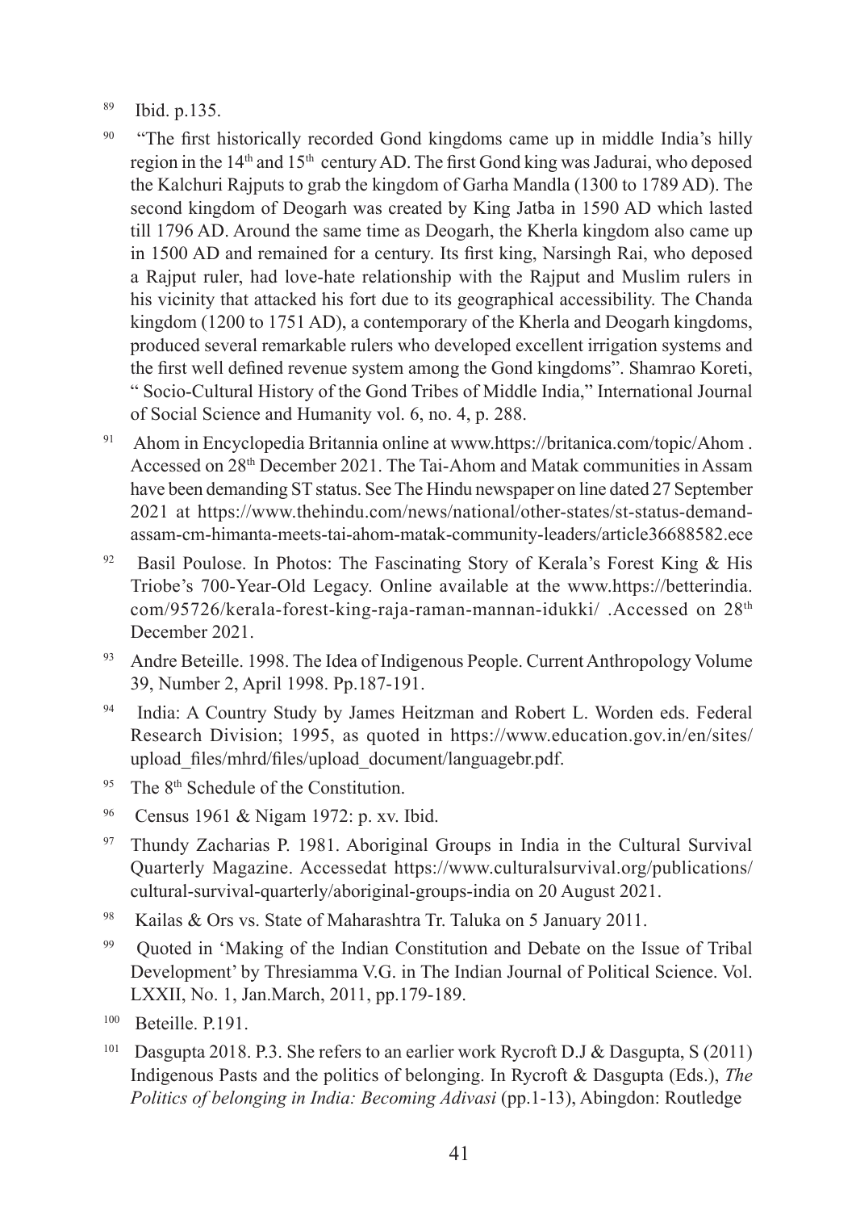89 Ibid. p.135.

90 "The first historically recorded Gond kingdoms came up in middle India's hilly region in the 14th and 15th century AD. The first Gond king was Jadurai, who deposed the Kalchuri Rajputs to grab the kingdom of Garha Mandla (1300 to 1789 AD). The second kingdom of Deogarh was created by King Jatba in 1590 AD which lasted till 1796 AD. Around the same time as Deogarh, the Kherla kingdom also came up in 1500 AD and remained for a century. Its first king, Narsingh Rai, who deposed a Rajput ruler, had love-hate relationship with the Rajput and Muslim rulers in his vicinity that attacked his fort due to its geographical accessibility. The Chanda kingdom (1200 to 1751 AD), a contemporary of the Kherla and Deogarh kingdoms, produced several remarkable rulers who developed excellent irrigation systems and the first well defined revenue system among the Gond kingdoms". Shamrao Koreti, " Socio-Cultural History of the Gond Tribes of Middle India," International Journal of Social Science and Humanity vol. 6, no. 4, p. 288.

91 Ahom in Encyclopedia Britannia online at www.https://britanica.com/topic/Ahom . Accessed on 28th December 2021. The Tai-Ahom and Matak communities in Assam have been demanding ST status. See The Hindu newspaper on line dated 27 September 2021 at https://www.thehindu.com/news/national/other-states/st-status-demand-assam-cm-himanta-meets-tai-ahom-matak-community-leaders/article36688582.ece

92 Basil Poulose. In Photos: The Fascinating Story of Kerala's Forest King & His Triobe's 700-Year-Old Legacy. Online available at the www.https://betterindia.com/95726/kerala-forest-king-raja-raman-mannan-idukki/ .Accessed on 28th December 2021.

93 Andre Beteille. 1998. The Idea of Indigenous People. Current Anthropology Volume 39, Number 2, April 1998. Pp.187-191.

94 India: A Country Study by James Heitzman and Robert L. Worden eds. Federal Research Division; 1995, as quoted in https://www.education.gov.in/en/sites/upload_files/mhrd/files/upload_document/languagebr.pdf.

95 The 8th Schedule of the Constitution.

96 Census 1961 & Nigam 1972: p. xv. Ibid.

97 Thundy Zacharias P. 1981. Aboriginal Groups in India in the Cultural Survival Quarterly Magazine. Accessedat https://www.culturalsurvival.org/publications/cultural-survival-quarterly/aboriginal-groups-india on 20 August 2021.

98 Kailas & Ors vs. State of Maharashtra Tr. Taluka on 5 January 2011.

99 Quoted in 'Making of the Indian Constitution and Debate on the Issue of Tribal Development' by Thresiamma V.G. in The Indian Journal of Political Science. Vol. LXXII, No. 1, Jan.March, 2011, pp.179-189.

100 Beteille. P.191.

101 Dasgupta 2018. P.3. She refers to an earlier work Rycroft D.J & Dasgupta, S (2011) Indigenous Pasts and the politics of belonging. In Rycroft & Dasgupta (Eds.), *The Politics of belonging in India: Becoming Adivasi* (pp.1-13), Abingdon: Routledge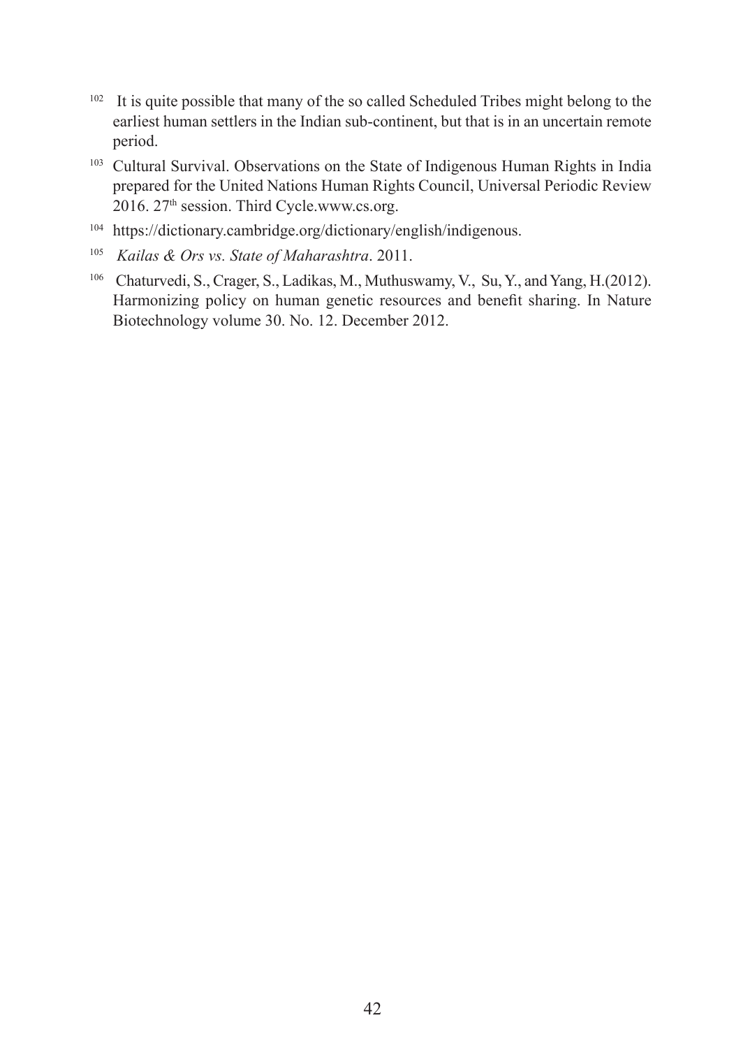[102] It is quite possible that many of the so called Scheduled Tribes might belong to the earliest human settlers in the Indian sub-continent, but that is in an uncertain remote period.

[103] Cultural Survival. Observations on the State of Indigenous Human Rights in India prepared for the United Nations Human Rights Council, Universal Periodic Review 2016. 27th session. Third Cycle.www.cs.org.

[104] https://dictionary.cambridge.org/dictionary/english/indigenous.

[105] *Kailas & Ors vs. State of Maharashtra*. 2011.

[106] Chaturvedi, S., Crager, S., Ladikas, M., Muthuswamy, V., Su, Y., and Yang, H.(2012). Harmonizing policy on human genetic resources and benefit sharing. In Nature Biotechnology volume 30. No. 12. December 2012.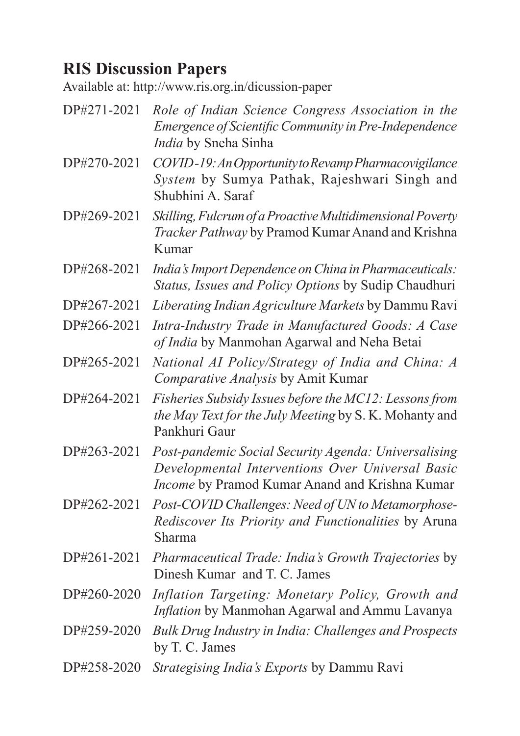## RIS Discussion Papers

Available at: http://www.ris.org.in/dicussion-paper

- DP#271-2021 *Role of Indian Science Congress Association in the Emergence of Scientific Community in Pre-Independence India* by Sneha Sinha
- DP#270-2021 *COVID-19: An Opportunity to Revamp Pharmacovigilance System* by Sumya Pathak, Rajeshwari Singh and Shubhini A. Saraf
- DP#269-2021 *Skilling, Fulcrum of a Proactive Multidimensional Poverty Tracker Pathway* by Pramod Kumar Anand and Krishna Kumar
- DP#268-2021 *India's Import Dependence on China in Pharmaceuticals: Status, Issues and Policy Options* by Sudip Chaudhuri
- DP#267-2021 *Liberating Indian Agriculture Markets* by Dammu Ravi
- DP#266-2021 *Intra-Industry Trade in Manufactured Goods: A Case of India* by Manmohan Agarwal and Neha Betai
- DP#265-2021 *National AI Policy/Strategy of India and China: A Comparative Analysis* by Amit Kumar
- DP#264-2021 *Fisheries Subsidy Issues before the MC12: Lessons from the May Text for the July Meeting* by S. K. Mohanty and Pankhuri Gaur
- DP#263-2021 *Post-pandemic Social Security Agenda: Universalising Developmental Interventions Over Universal Basic Income* by Pramod Kumar Anand and Krishna Kumar
- DP#262-2021 *Post-COVID Challenges: Need of UN to Metamorphose-Rediscover Its Priority and Functionalities* by Aruna Sharma
- DP#261-2021 *Pharmaceutical Trade: India's Growth Trajectories* by Dinesh Kumar and T. C. James
- DP#260-2020 *Inflation Targeting: Monetary Policy, Growth and Inflation* by Manmohan Agarwal and Ammu Lavanya
- DP#259-2020 *Bulk Drug Industry in India: Challenges and Prospects* by T. C. James
- DP#258-2020 *Strategising India's Exports* by Dammu Ravi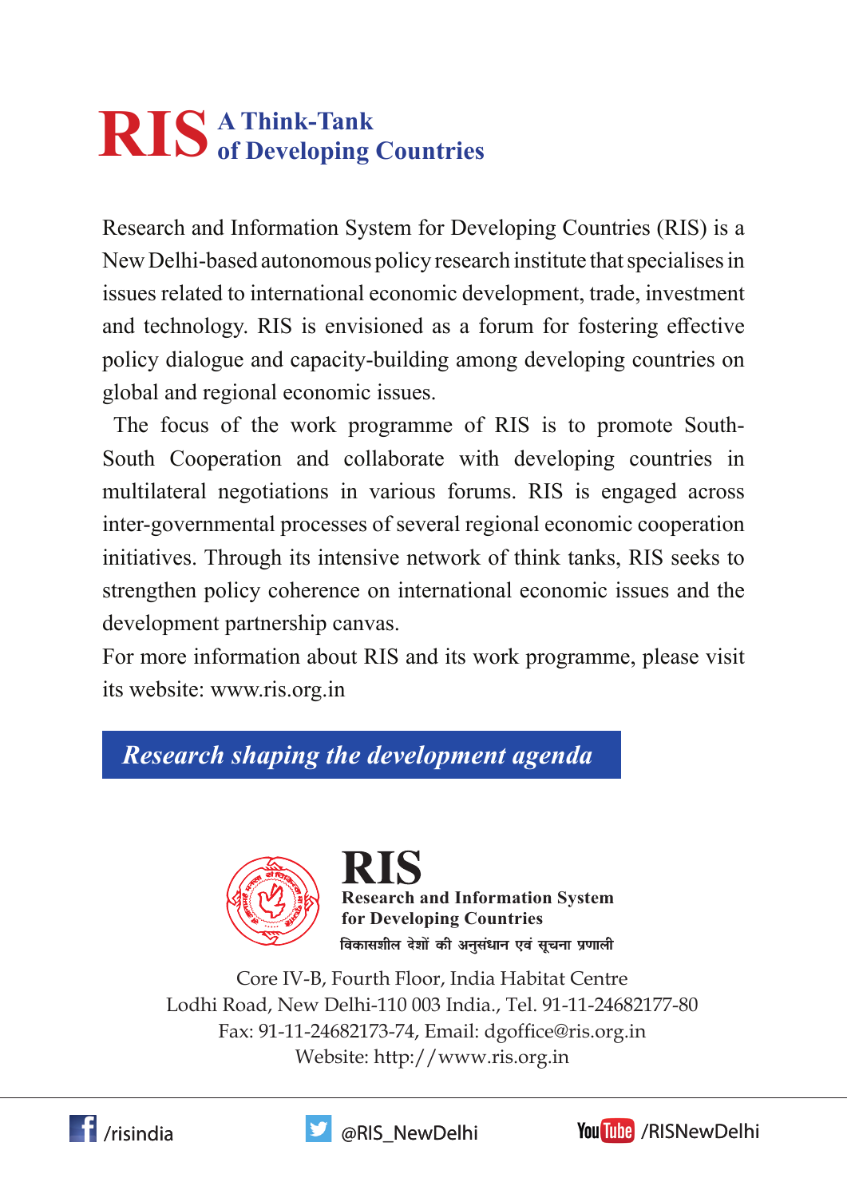# RIS A Think-Tank of Developing Countries

Research and Information System for Developing Countries (RIS) is a New Delhi-based autonomous policy research institute that specialises in issues related to international economic development, trade, investment and technology. RIS is envisioned as a forum for fostering effective policy dialogue and capacity-building among developing countries on global and regional economic issues.

The focus of the work programme of RIS is to promote South-South Cooperation and collaborate with developing countries in multilateral negotiations in various forums. RIS is engaged across inter-governmental processes of several regional economic cooperation initiatives. Through its intensive network of think tanks, RIS seeks to strengthen policy coherence on international economic issues and the development partnership canvas.

For more information about RIS and its work programme, please visit its website: www.ris.org.in

***Research shaping the development agenda***

**RIS**
**Research and Information System for Developing Countries**
**विकासशील देशों की अनुसंधान एवं सूचना प्रणाली**

Core IV-B, Fourth Floor, India Habitat Centre
Lodhi Road, New Delhi-110 003 India., Tel. 91-11-24682177-80
Fax: 91-11-24682173-74, Email: dgoffice@ris.org.in
Website: http://www.ris.org.in

/risindia @RIS_NewDelhi /RISNewDelhi